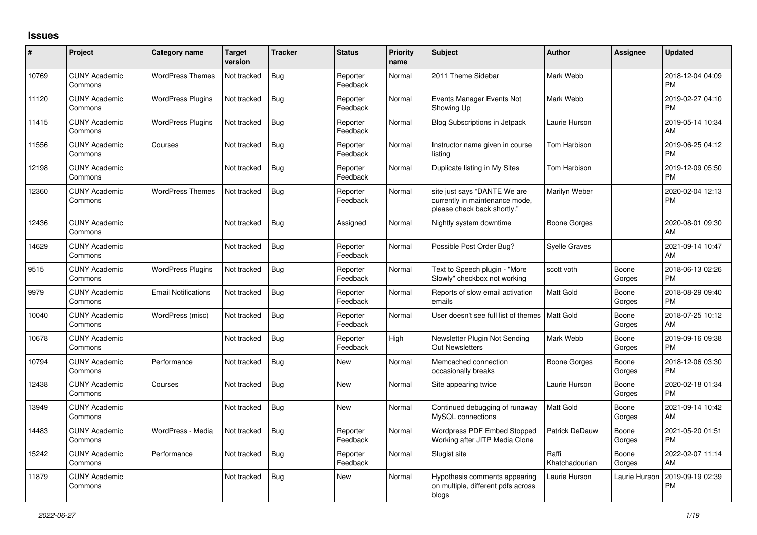## Issues

| # | Project | Category name | Target version | Tracker | Status | Priority name | Subject | Author | Assignee | Updated |
|---|---|---|---|---|---|---|---|---|---|---|
| 10769 | CUNY Academic Commons | WordPress Themes | Not tracked | Bug | Reporter Feedback | Normal | 2011 Theme Sidebar | Mark Webb | | 2018-12-04 04:09 PM |
| 11120 | CUNY Academic Commons | WordPress Plugins | Not tracked | Bug | Reporter Feedback | Normal | Events Manager Events Not Showing Up | Mark Webb | | 2019-02-27 04:10 PM |
| 11415 | CUNY Academic Commons | WordPress Plugins | Not tracked | Bug | Reporter Feedback | Normal | Blog Subscriptions in Jetpack | Laurie Hurson | | 2019-05-14 10:34 AM |
| 11556 | CUNY Academic Commons | Courses | Not tracked | Bug | Reporter Feedback | Normal | Instructor name given in course listing | Tom Harbison | | 2019-06-25 04:12 PM |
| 12198 | CUNY Academic Commons | | Not tracked | Bug | Reporter Feedback | Normal | Duplicate listing in My Sites | Tom Harbison | | 2019-12-09 05:50 PM |
| 12360 | CUNY Academic Commons | WordPress Themes | Not tracked | Bug | Reporter Feedback | Normal | site just says "DANTE We are currently in maintenance mode, please check back shortly." | Marilyn Weber | | 2020-02-04 12:13 PM |
| 12436 | CUNY Academic Commons | | Not tracked | Bug | Assigned | Normal | Nightly system downtime | Boone Gorges | | 2020-08-01 09:30 AM |
| 14629 | CUNY Academic Commons | | Not tracked | Bug | Reporter Feedback | Normal | Possible Post Order Bug? | Syelle Graves | | 2021-09-14 10:47 AM |
| 9515 | CUNY Academic Commons | WordPress Plugins | Not tracked | Bug | Reporter Feedback | Normal | Text to Speech plugin - "More Slowly" checkbox not working | scott voth | Boone Gorges | 2018-06-13 02:26 PM |
| 9979 | CUNY Academic Commons | Email Notifications | Not tracked | Bug | Reporter Feedback | Normal | Reports of slow email activation emails | Matt Gold | Boone Gorges | 2018-08-29 09:40 PM |
| 10040 | CUNY Academic Commons | WordPress (misc) | Not tracked | Bug | Reporter Feedback | Normal | User doesn't see full list of themes | Matt Gold | Boone Gorges | 2018-07-25 10:12 AM |
| 10678 | CUNY Academic Commons | | Not tracked | Bug | Reporter Feedback | High | Newsletter Plugin Not Sending Out Newsletters | Mark Webb | Boone Gorges | 2019-09-16 09:38 PM |
| 10794 | CUNY Academic Commons | Performance | Not tracked | Bug | New | Normal | Memcached connection occasionally breaks | Boone Gorges | Boone Gorges | 2018-12-06 03:30 PM |
| 12438 | CUNY Academic Commons | Courses | Not tracked | Bug | New | Normal | Site appearing twice | Laurie Hurson | Boone Gorges | 2020-02-18 01:34 PM |
| 13949 | CUNY Academic Commons | | Not tracked | Bug | New | Normal | Continued debugging of runaway MySQL connections | Matt Gold | Boone Gorges | 2021-09-14 10:42 AM |
| 14483 | CUNY Academic Commons | WordPress - Media | Not tracked | Bug | Reporter Feedback | Normal | Wordpress PDF Embed Stopped Working after JITP Media Clone | Patrick DeDauw | Boone Gorges | 2021-05-20 01:51 PM |
| 15242 | CUNY Academic Commons | Performance | Not tracked | Bug | Reporter Feedback | Normal | Slugist site | Raffi Khatchadourian | Boone Gorges | 2022-02-07 11:14 AM |
| 11879 | CUNY Academic Commons | | Not tracked | Bug | New | Normal | Hypothesis comments appearing on multiple, different pdfs across blogs | Laurie Hurson | Laurie Hurson | 2019-09-19 02:39 PM |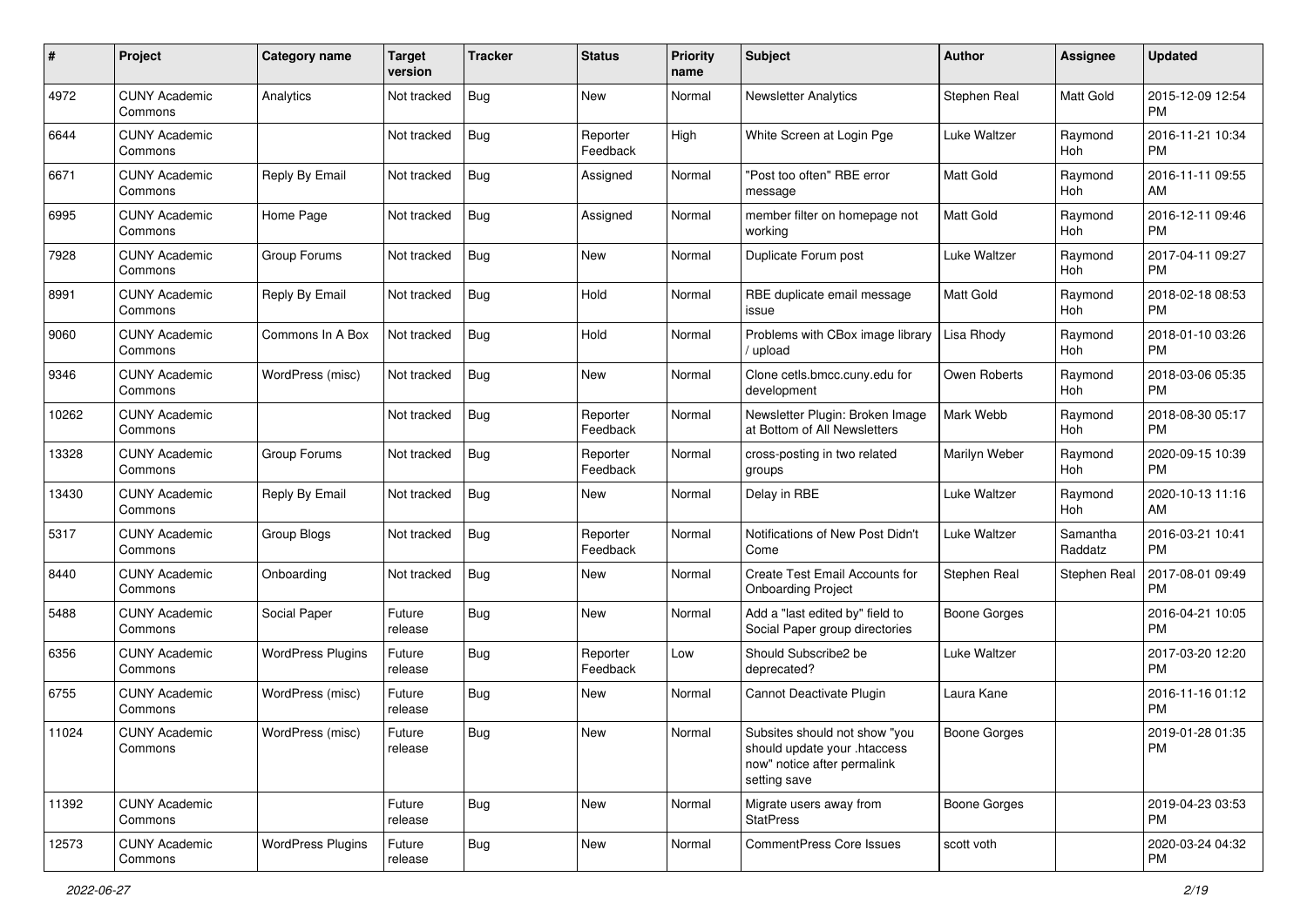| # | Project | Category name | Target version | Tracker | Status | Priority name | Subject | Author | Assignee | Updated |
|---|---|---|---|---|---|---|---|---|---|---|
| 4972 | CUNY Academic Commons | Analytics | Not tracked | Bug | New | Normal | Newsletter Analytics | Stephen Real | Matt Gold | 2015-12-09 12:54 PM |
| 6644 | CUNY Academic Commons | | Not tracked | Bug | Reporter Feedback | High | White Screen at Login Pge | Luke Waltzer | Raymond Hoh | 2016-11-21 10:34 PM |
| 6671 | CUNY Academic Commons | Reply By Email | Not tracked | Bug | Assigned | Normal | "Post too often" RBE error message | Matt Gold | Raymond Hoh | 2016-11-11 09:55 AM |
| 6995 | CUNY Academic Commons | Home Page | Not tracked | Bug | Assigned | Normal | member filter on homepage not working | Matt Gold | Raymond Hoh | 2016-12-11 09:46 PM |
| 7928 | CUNY Academic Commons | Group Forums | Not tracked | Bug | New | Normal | Duplicate Forum post | Luke Waltzer | Raymond Hoh | 2017-04-11 09:27 PM |
| 8991 | CUNY Academic Commons | Reply By Email | Not tracked | Bug | Hold | Normal | RBE duplicate email message issue | Matt Gold | Raymond Hoh | 2018-02-18 08:53 PM |
| 9060 | CUNY Academic Commons | Commons In A Box | Not tracked | Bug | Hold | Normal | Problems with CBox image library / upload | Lisa Rhody | Raymond Hoh | 2018-01-10 03:26 PM |
| 9346 | CUNY Academic Commons | WordPress (misc) | Not tracked | Bug | New | Normal | Clone cetls.bmcc.cuny.edu for development | Owen Roberts | Raymond Hoh | 2018-03-06 05:35 PM |
| 10262 | CUNY Academic Commons | | Not tracked | Bug | Reporter Feedback | Normal | Newsletter Plugin: Broken Image at Bottom of All Newsletters | Mark Webb | Raymond Hoh | 2018-08-30 05:17 PM |
| 13328 | CUNY Academic Commons | Group Forums | Not tracked | Bug | Reporter Feedback | Normal | cross-posting in two related groups | Marilyn Weber | Raymond Hoh | 2020-09-15 10:39 PM |
| 13430 | CUNY Academic Commons | Reply By Email | Not tracked | Bug | New | Normal | Delay in RBE | Luke Waltzer | Raymond Hoh | 2020-10-13 11:16 AM |
| 5317 | CUNY Academic Commons | Group Blogs | Not tracked | Bug | Reporter Feedback | Normal | Notifications of New Post Didn't Come | Luke Waltzer | Samantha Raddatz | 2016-03-21 10:41 PM |
| 8440 | CUNY Academic Commons | Onboarding | Not tracked | Bug | New | Normal | Create Test Email Accounts for Onboarding Project | Stephen Real | Stephen Real | 2017-08-01 09:49 PM |
| 5488 | CUNY Academic Commons | Social Paper | Future release | Bug | New | Normal | Add a "last edited by" field to Social Paper group directories | Boone Gorges | | 2016-04-21 10:05 PM |
| 6356 | CUNY Academic Commons | WordPress Plugins | Future release | Bug | Reporter Feedback | Low | Should Subscribe2 be deprecated? | Luke Waltzer | | 2017-03-20 12:20 PM |
| 6755 | CUNY Academic Commons | WordPress (misc) | Future release | Bug | New | Normal | Cannot Deactivate Plugin | Laura Kane | | 2016-11-16 01:12 PM |
| 11024 | CUNY Academic Commons | WordPress (misc) | Future release | Bug | New | Normal | Subsites should not show "you should update your .htaccess now" notice after permalink setting save | Boone Gorges | | 2019-01-28 01:35 PM |
| 11392 | CUNY Academic Commons | | Future release | Bug | New | Normal | Migrate users away from StatPress | Boone Gorges | | 2019-04-23 03:53 PM |
| 12573 | CUNY Academic Commons | WordPress Plugins | Future release | Bug | New | Normal | CommentPress Core Issues | scott voth | | 2020-03-24 04:32 PM |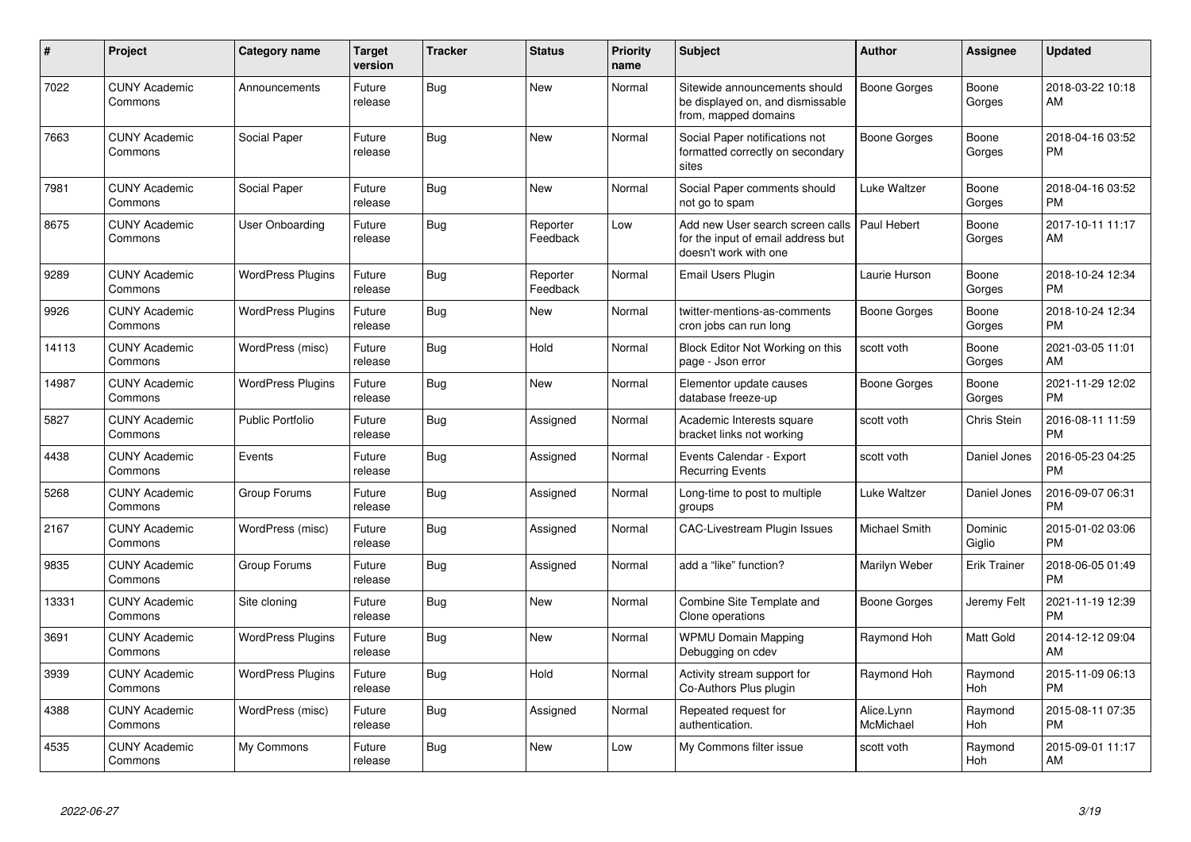| # | Project | Category name | Target version | Tracker | Status | Priority name | Subject | Author | Assignee | Updated |
|---|---|---|---|---|---|---|---|---|---|---|
| 7022 | CUNY Academic Commons | Announcements | Future release | Bug | New | Normal | Sitewide announcements should be displayed on, and dismissable from, mapped domains | Boone Gorges | Boone Gorges | 2018-03-22 10:18 AM |
| 7663 | CUNY Academic Commons | Social Paper | Future release | Bug | New | Normal | Social Paper notifications not formatted correctly on secondary sites | Boone Gorges | Boone Gorges | 2018-04-16 03:52 PM |
| 7981 | CUNY Academic Commons | Social Paper | Future release | Bug | New | Normal | Social Paper comments should not go to spam | Luke Waltzer | Boone Gorges | 2018-04-16 03:52 PM |
| 8675 | CUNY Academic Commons | User Onboarding | Future release | Bug | Reporter Feedback | Low | Add new User search screen calls for the input of email address but doesn't work with one | Paul Hebert | Boone Gorges | 2017-10-11 11:17 AM |
| 9289 | CUNY Academic Commons | WordPress Plugins | Future release | Bug | Reporter Feedback | Normal | Email Users Plugin | Laurie Hurson | Boone Gorges | 2018-10-24 12:34 PM |
| 9926 | CUNY Academic Commons | WordPress Plugins | Future release | Bug | New | Normal | twitter-mentions-as-comments cron jobs can run long | Boone Gorges | Boone Gorges | 2018-10-24 12:34 PM |
| 14113 | CUNY Academic Commons | WordPress (misc) | Future release | Bug | Hold | Normal | Block Editor Not Working on this page - Json error | scott voth | Boone Gorges | 2021-03-05 11:01 AM |
| 14987 | CUNY Academic Commons | WordPress Plugins | Future release | Bug | New | Normal | Elementor update causes database freeze-up | Boone Gorges | Boone Gorges | 2021-11-29 12:02 PM |
| 5827 | CUNY Academic Commons | Public Portfolio | Future release | Bug | Assigned | Normal | Academic Interests square bracket links not working | scott voth | Chris Stein | 2016-08-11 11:59 PM |
| 4438 | CUNY Academic Commons | Events | Future release | Bug | Assigned | Normal | Events Calendar - Export Recurring Events | scott voth | Daniel Jones | 2016-05-23 04:25 PM |
| 5268 | CUNY Academic Commons | Group Forums | Future release | Bug | Assigned | Normal | Long-time to post to multiple groups | Luke Waltzer | Daniel Jones | 2016-09-07 06:31 PM |
| 2167 | CUNY Academic Commons | WordPress (misc) | Future release | Bug | Assigned | Normal | CAC-Livestream Plugin Issues | Michael Smith | Dominic Giglio | 2015-01-02 03:06 PM |
| 9835 | CUNY Academic Commons | Group Forums | Future release | Bug | Assigned | Normal | add a "like" function? | Marilyn Weber | Erik Trainer | 2018-06-05 01:49 PM |
| 13331 | CUNY Academic Commons | Site cloning | Future release | Bug | New | Normal | Combine Site Template and Clone operations | Boone Gorges | Jeremy Felt | 2021-11-19 12:39 PM |
| 3691 | CUNY Academic Commons | WordPress Plugins | Future release | Bug | New | Normal | WPMU Domain Mapping Debugging on cdev | Raymond Hoh | Matt Gold | 2014-12-12 09:04 AM |
| 3939 | CUNY Academic Commons | WordPress Plugins | Future release | Bug | Hold | Normal | Activity stream support for Co-Authors Plus plugin | Raymond Hoh | Raymond Hoh | 2015-11-09 06:13 PM |
| 4388 | CUNY Academic Commons | WordPress (misc) | Future release | Bug | Assigned | Normal | Repeated request for authentication. | Alice.Lynn McMichael | Raymond Hoh | 2015-08-11 07:35 PM |
| 4535 | CUNY Academic Commons | My Commons | Future release | Bug | New | Low | My Commons filter issue | scott voth | Raymond Hoh | 2015-09-01 11:17 AM |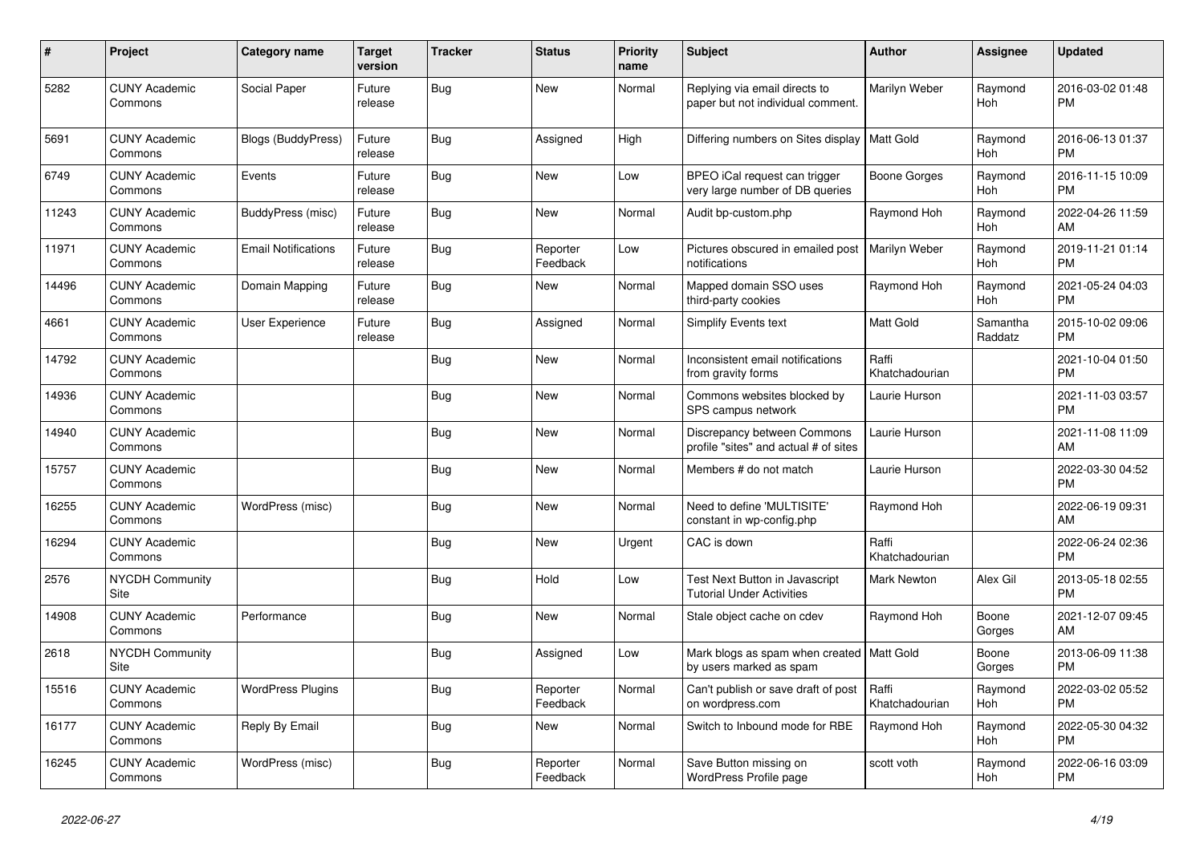| # | Project | Category name | Target version | Tracker | Status | Priority name | Subject | Author | Assignee | Updated |
|---|---|---|---|---|---|---|---|---|---|---|
| 5282 | CUNY Academic Commons | Social Paper | Future release | Bug | New | Normal | Replying via email directs to paper but not individual comment. | Marilyn Weber | Raymond Hoh | 2016-03-02 01:48 PM |
| 5691 | CUNY Academic Commons | Blogs (BuddyPress) | Future release | Bug | Assigned | High | Differing numbers on Sites display | Matt Gold | Raymond Hoh | 2016-06-13 01:37 PM |
| 6749 | CUNY Academic Commons | Events | Future release | Bug | New | Low | BPEO iCal request can trigger very large number of DB queries | Boone Gorges | Raymond Hoh | 2016-11-15 10:09 PM |
| 11243 | CUNY Academic Commons | BuddyPress (misc) | Future release | Bug | New | Normal | Audit bp-custom.php | Raymond Hoh | Raymond Hoh | 2022-04-26 11:59 AM |
| 11971 | CUNY Academic Commons | Email Notifications | Future release | Bug | Reporter Feedback | Low | Pictures obscured in emailed post notifications | Marilyn Weber | Raymond Hoh | 2019-11-21 01:14 PM |
| 14496 | CUNY Academic Commons | Domain Mapping | Future release | Bug | New | Normal | Mapped domain SSO uses third-party cookies | Raymond Hoh | Raymond Hoh | 2021-05-24 04:03 PM |
| 4661 | CUNY Academic Commons | User Experience | Future release | Bug | Assigned | Normal | Simplify Events text | Matt Gold | Samantha Raddatz | 2015-10-02 09:06 PM |
| 14792 | CUNY Academic Commons | | | Bug | New | Normal | Inconsistent email notifications from gravity forms | Raffi Khatchadourian | | 2021-10-04 01:50 PM |
| 14936 | CUNY Academic Commons | | | Bug | New | Normal | Commons websites blocked by SPS campus network | Laurie Hurson | | 2021-11-03 03:57 PM |
| 14940 | CUNY Academic Commons | | | Bug | New | Normal | Discrepancy between Commons profile "sites" and actual # of sites | Laurie Hurson | | 2021-11-08 11:09 AM |
| 15757 | CUNY Academic Commons | | | Bug | New | Normal | Members # do not match | Laurie Hurson | | 2022-03-30 04:52 PM |
| 16255 | CUNY Academic Commons | WordPress (misc) | | Bug | New | Normal | Need to define 'MULTISITE' constant in wp-config.php | Raymond Hoh | | 2022-06-19 09:31 AM |
| 16294 | CUNY Academic Commons | | | Bug | New | Urgent | CAC is down | Raffi Khatchadourian | | 2022-06-24 02:36 PM |
| 2576 | NYCDH Community Site | | | Bug | Hold | Low | Test Next Button in Javascript Tutorial Under Activities | Mark Newton | Alex Gil | 2013-05-18 02:55 PM |
| 14908 | CUNY Academic Commons | Performance | | Bug | New | Normal | Stale object cache on cdev | Raymond Hoh | Boone Gorges | 2021-12-07 09:45 AM |
| 2618 | NYCDH Community Site | | | Bug | Assigned | Low | Mark blogs as spam when created by users marked as spam | Matt Gold | Boone Gorges | 2013-06-09 11:38 PM |
| 15516 | CUNY Academic Commons | WordPress Plugins | | Bug | Reporter Feedback | Normal | Can't publish or save draft of post on wordpress.com | Raffi Khatchadourian | Raymond Hoh | 2022-03-02 05:52 PM |
| 16177 | CUNY Academic Commons | Reply By Email | | Bug | New | Normal | Switch to Inbound mode for RBE | Raymond Hoh | Raymond Hoh | 2022-05-30 04:32 PM |
| 16245 | CUNY Academic Commons | WordPress (misc) | | Bug | Reporter Feedback | Normal | Save Button missing on WordPress Profile page | scott voth | Raymond Hoh | 2022-06-16 03:09 PM |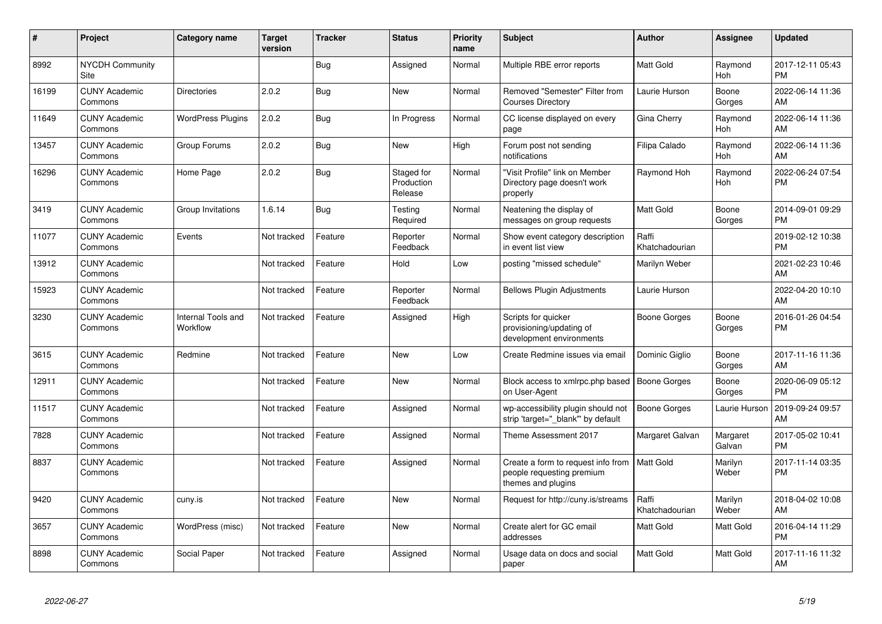| # | Project | Category name | Target version | Tracker | Status | Priority name | Subject | Author | Assignee | Updated |
|---|---|---|---|---|---|---|---|---|---|---|
| 8992 | NYCDH Community Site | | | Bug | Assigned | Normal | Multiple RBE error reports | Matt Gold | Raymond Hoh | 2017-12-11 05:43 PM |
| 16199 | CUNY Academic Commons | Directories | 2.0.2 | Bug | New | Normal | Removed "Semester" Filter from Courses Directory | Laurie Hurson | Boone Gorges | 2022-06-14 11:36 AM |
| 11649 | CUNY Academic Commons | WordPress Plugins | 2.0.2 | Bug | In Progress | Normal | CC license displayed on every page | Gina Cherry | Raymond Hoh | 2022-06-14 11:36 AM |
| 13457 | CUNY Academic Commons | Group Forums | 2.0.2 | Bug | New | High | Forum post not sending notifications | Filipa Calado | Raymond Hoh | 2022-06-14 11:36 AM |
| 16296 | CUNY Academic Commons | Home Page | 2.0.2 | Bug | Staged for Production Release | Normal | "Visit Profile" link on Member Directory page doesn't work properly | Raymond Hoh | Raymond Hoh | 2022-06-24 07:54 PM |
| 3419 | CUNY Academic Commons | Group Invitations | 1.6.14 | Bug | Testing Required | Normal | Neatening the display of messages on group requests | Matt Gold | Boone Gorges | 2014-09-01 09:29 PM |
| 11077 | CUNY Academic Commons | Events | Not tracked | Feature | Reporter Feedback | Normal | Show event category description in event list view | Raffi Khatchadourian | | 2019-02-12 10:38 PM |
| 13912 | CUNY Academic Commons | | Not tracked | Feature | Hold | Low | posting "missed schedule" | Marilyn Weber | | 2021-02-23 10:46 AM |
| 15923 | CUNY Academic Commons | | Not tracked | Feature | Reporter Feedback | Normal | Bellows Plugin Adjustments | Laurie Hurson | | 2022-04-20 10:10 AM |
| 3230 | CUNY Academic Commons | Internal Tools and Workflow | Not tracked | Feature | Assigned | High | Scripts for quicker provisioning/updating of development environments | Boone Gorges | Boone Gorges | 2016-01-26 04:54 PM |
| 3615 | CUNY Academic Commons | Redmine | Not tracked | Feature | New | Low | Create Redmine issues via email | Dominic Giglio | Boone Gorges | 2017-11-16 11:36 AM |
| 12911 | CUNY Academic Commons | | Not tracked | Feature | New | Normal | Block access to xmlrpc.php based on User-Agent | Boone Gorges | Boone Gorges | 2020-06-09 05:12 PM |
| 11517 | CUNY Academic Commons | | Not tracked | Feature | Assigned | Normal | wp-accessibility plugin should not strip 'target="_blank"' by default | Boone Gorges | Laurie Hurson | 2019-09-24 09:57 AM |
| 7828 | CUNY Academic Commons | | Not tracked | Feature | Assigned | Normal | Theme Assessment 2017 | Margaret Galvan | Margaret Galvan | 2017-05-02 10:41 PM |
| 8837 | CUNY Academic Commons | | Not tracked | Feature | Assigned | Normal | Create a form to request info from people requesting premium themes and plugins | Matt Gold | Marilyn Weber | 2017-11-14 03:35 PM |
| 9420 | CUNY Academic Commons | cuny.is | Not tracked | Feature | New | Normal | Request for http://cuny.is/streams | Raffi Khatchadourian | Marilyn Weber | 2018-04-02 10:08 AM |
| 3657 | CUNY Academic Commons | WordPress (misc) | Not tracked | Feature | New | Normal | Create alert for GC email addresses | Matt Gold | Matt Gold | 2016-04-14 11:29 PM |
| 8898 | CUNY Academic Commons | Social Paper | Not tracked | Feature | Assigned | Normal | Usage data on docs and social paper | Matt Gold | Matt Gold | 2017-11-16 11:32 AM |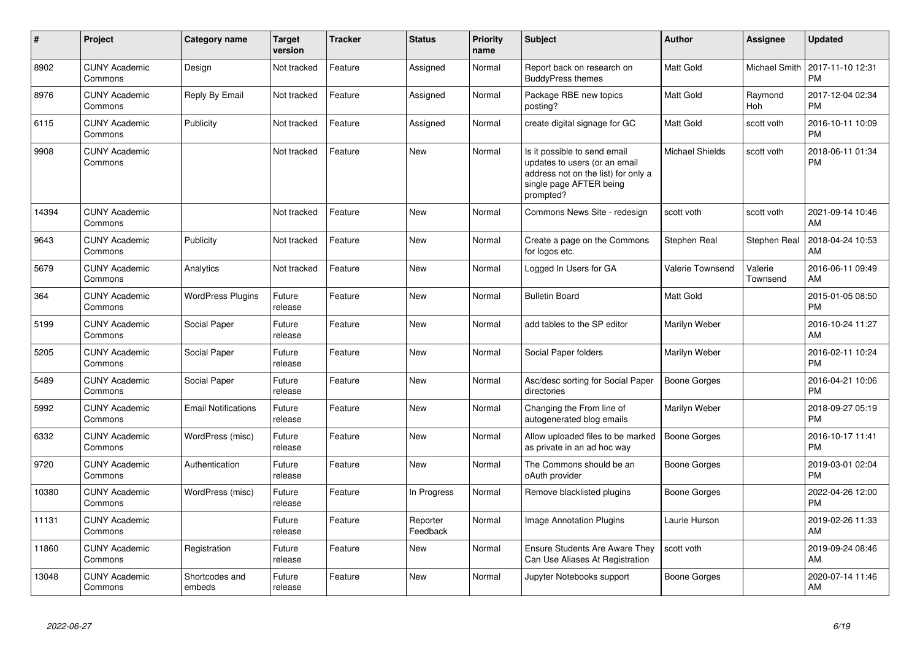| # | Project | Category name | Target version | Tracker | Status | Priority name | Subject | Author | Assignee | Updated |
|---|---|---|---|---|---|---|---|---|---|---|
| 8902 | CUNY Academic Commons | Design | Not tracked | Feature | Assigned | Normal | Report back on research on BuddyPress themes | Matt Gold | Michael Smith | 2017-11-10 12:31 PM |
| 8976 | CUNY Academic Commons | Reply By Email | Not tracked | Feature | Assigned | Normal | Package RBE new topics posting? | Matt Gold | Raymond Hoh | 2017-12-04 02:34 PM |
| 6115 | CUNY Academic Commons | Publicity | Not tracked | Feature | Assigned | Normal | create digital signage for GC | Matt Gold | scott voth | 2016-10-11 10:09 PM |
| 9908 | CUNY Academic Commons | | Not tracked | Feature | New | Normal | Is it possible to send email updates to users (or an email address not on the list) for only a single page AFTER being prompted? | Michael Shields | scott voth | 2018-06-11 01:34 PM |
| 14394 | CUNY Academic Commons | | Not tracked | Feature | New | Normal | Commons News Site - redesign | scott voth | scott voth | 2021-09-14 10:46 AM |
| 9643 | CUNY Academic Commons | Publicity | Not tracked | Feature | New | Normal | Create a page on the Commons for logos etc. | Stephen Real | Stephen Real | 2018-04-24 10:53 AM |
| 5679 | CUNY Academic Commons | Analytics | Not tracked | Feature | New | Normal | Logged In Users for GA | Valerie Townsend | Valerie Townsend | 2016-06-11 09:49 AM |
| 364 | CUNY Academic Commons | WordPress Plugins | Future release | Feature | New | Normal | Bulletin Board | Matt Gold | | 2015-01-05 08:50 PM |
| 5199 | CUNY Academic Commons | Social Paper | Future release | Feature | New | Normal | add tables to the SP editor | Marilyn Weber | | 2016-10-24 11:27 AM |
| 5205 | CUNY Academic Commons | Social Paper | Future release | Feature | New | Normal | Social Paper folders | Marilyn Weber | | 2016-02-11 10:24 PM |
| 5489 | CUNY Academic Commons | Social Paper | Future release | Feature | New | Normal | Asc/desc sorting for Social Paper directories | Boone Gorges | | 2016-04-21 10:06 PM |
| 5992 | CUNY Academic Commons | Email Notifications | Future release | Feature | New | Normal | Changing the From line of autogenerated blog emails | Marilyn Weber | | 2018-09-27 05:19 PM |
| 6332 | CUNY Academic Commons | WordPress (misc) | Future release | Feature | New | Normal | Allow uploaded files to be marked as private in an ad hoc way | Boone Gorges | | 2016-10-17 11:41 PM |
| 9720 | CUNY Academic Commons | Authentication | Future release | Feature | New | Normal | The Commons should be an oAuth provider | Boone Gorges | | 2019-03-01 02:04 PM |
| 10380 | CUNY Academic Commons | WordPress (misc) | Future release | Feature | In Progress | Normal | Remove blacklisted plugins | Boone Gorges | | 2022-04-26 12:00 PM |
| 11131 | CUNY Academic Commons | | Future release | Feature | Reporter Feedback | Normal | Image Annotation Plugins | Laurie Hurson | | 2019-02-26 11:33 AM |
| 11860 | CUNY Academic Commons | Registration | Future release | Feature | New | Normal | Ensure Students Are Aware They Can Use Aliases At Registration | scott voth | | 2019-09-24 08:46 AM |
| 13048 | CUNY Academic Commons | Shortcodes and embeds | Future release | Feature | New | Normal | Jupyter Notebooks support | Boone Gorges | | 2020-07-14 11:46 AM |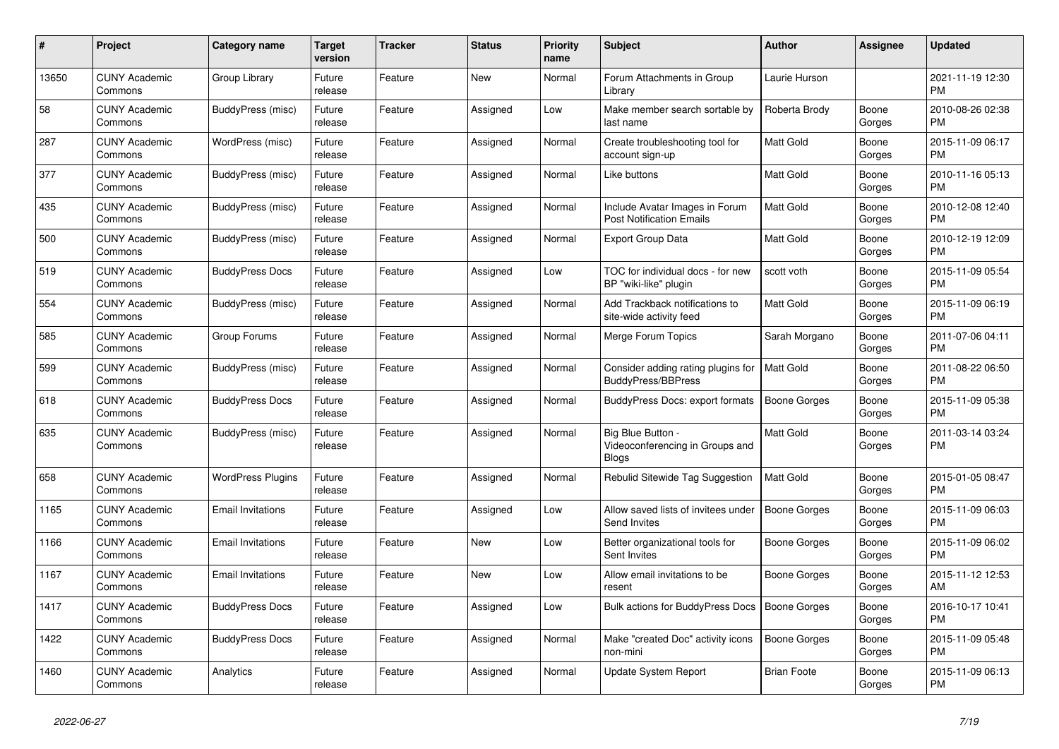| # | Project | Category name | Target version | Tracker | Status | Priority name | Subject | Author | Assignee | Updated |
|---|---|---|---|---|---|---|---|---|---|---|
| 13650 | CUNY Academic Commons | Group Library | Future release | Feature | New | Normal | Forum Attachments in Group Library | Laurie Hurson | | 2021-11-19 12:30 PM |
| 58 | CUNY Academic Commons | BuddyPress (misc) | Future release | Feature | Assigned | Low | Make member search sortable by last name | Roberta Brody | Boone Gorges | 2010-08-26 02:38 PM |
| 287 | CUNY Academic Commons | WordPress (misc) | Future release | Feature | Assigned | Normal | Create troubleshooting tool for account sign-up | Matt Gold | Boone Gorges | 2015-11-09 06:17 PM |
| 377 | CUNY Academic Commons | BuddyPress (misc) | Future release | Feature | Assigned | Normal | Like buttons | Matt Gold | Boone Gorges | 2010-11-16 05:13 PM |
| 435 | CUNY Academic Commons | BuddyPress (misc) | Future release | Feature | Assigned | Normal | Include Avatar Images in Forum Post Notification Emails | Matt Gold | Boone Gorges | 2010-12-08 12:40 PM |
| 500 | CUNY Academic Commons | BuddyPress (misc) | Future release | Feature | Assigned | Normal | Export Group Data | Matt Gold | Boone Gorges | 2010-12-19 12:09 PM |
| 519 | CUNY Academic Commons | BuddyPress Docs | Future release | Feature | Assigned | Low | TOC for individual docs - for new BP "wiki-like" plugin | scott voth | Boone Gorges | 2015-11-09 05:54 PM |
| 554 | CUNY Academic Commons | BuddyPress (misc) | Future release | Feature | Assigned | Normal | Add Trackback notifications to site-wide activity feed | Matt Gold | Boone Gorges | 2015-11-09 06:19 PM |
| 585 | CUNY Academic Commons | Group Forums | Future release | Feature | Assigned | Normal | Merge Forum Topics | Sarah Morgano | Boone Gorges | 2011-07-06 04:11 PM |
| 599 | CUNY Academic Commons | BuddyPress (misc) | Future release | Feature | Assigned | Normal | Consider adding rating plugins for BuddyPress/BBPress | Matt Gold | Boone Gorges | 2011-08-22 06:50 PM |
| 618 | CUNY Academic Commons | BuddyPress Docs | Future release | Feature | Assigned | Normal | BuddyPress Docs: export formats | Boone Gorges | Boone Gorges | 2015-11-09 05:38 PM |
| 635 | CUNY Academic Commons | BuddyPress (misc) | Future release | Feature | Assigned | Normal | Big Blue Button - Videoconferencing in Groups and Blogs | Matt Gold | Boone Gorges | 2011-03-14 03:24 PM |
| 658 | CUNY Academic Commons | WordPress Plugins | Future release | Feature | Assigned | Normal | Rebulid Sitewide Tag Suggestion | Matt Gold | Boone Gorges | 2015-01-05 08:47 PM |
| 1165 | CUNY Academic Commons | Email Invitations | Future release | Feature | Assigned | Low | Allow saved lists of invitees under Send Invites | Boone Gorges | Boone Gorges | 2015-11-09 06:03 PM |
| 1166 | CUNY Academic Commons | Email Invitations | Future release | Feature | New | Low | Better organizational tools for Sent Invites | Boone Gorges | Boone Gorges | 2015-11-09 06:02 PM |
| 1167 | CUNY Academic Commons | Email Invitations | Future release | Feature | New | Low | Allow email invitations to be resent | Boone Gorges | Boone Gorges | 2015-11-12 12:53 AM |
| 1417 | CUNY Academic Commons | BuddyPress Docs | Future release | Feature | Assigned | Low | Bulk actions for BuddyPress Docs | Boone Gorges | Boone Gorges | 2016-10-17 10:41 PM |
| 1422 | CUNY Academic Commons | BuddyPress Docs | Future release | Feature | Assigned | Normal | Make "created Doc" activity icons non-mini | Boone Gorges | Boone Gorges | 2015-11-09 05:48 PM |
| 1460 | CUNY Academic Commons | Analytics | Future release | Feature | Assigned | Normal | Update System Report | Brian Foote | Boone Gorges | 2015-11-09 06:13 PM |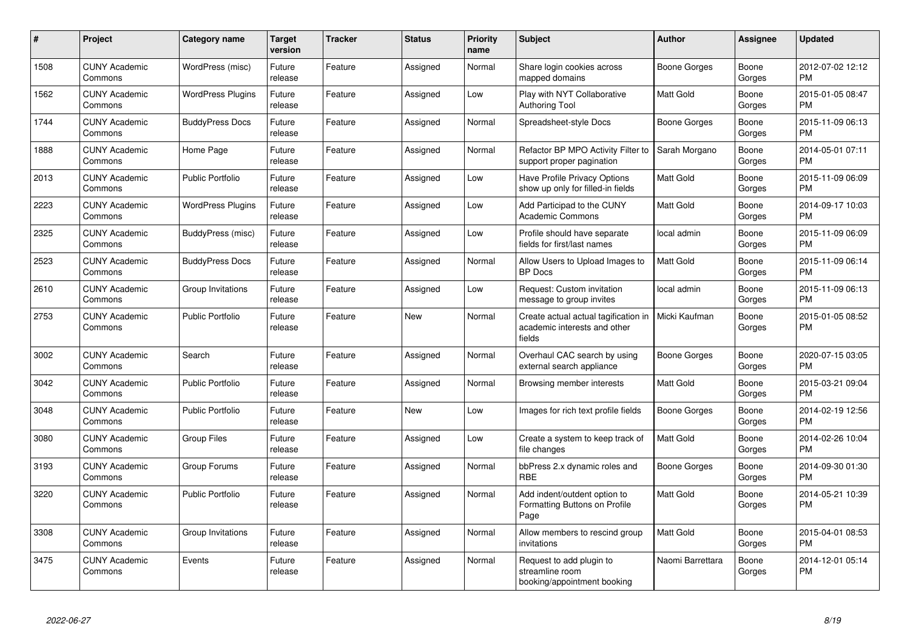| # | Project | Category name | Target version | Tracker | Status | Priority name | Subject | Author | Assignee | Updated |
|---|---|---|---|---|---|---|---|---|---|---|
| 1508 | CUNY Academic Commons | WordPress (misc) | Future release | Feature | Assigned | Normal | Share login cookies across mapped domains | Boone Gorges | Boone Gorges | 2012-07-02 12:12 PM |
| 1562 | CUNY Academic Commons | WordPress Plugins | Future release | Feature | Assigned | Low | Play with NYT Collaborative Authoring Tool | Matt Gold | Boone Gorges | 2015-01-05 08:47 PM |
| 1744 | CUNY Academic Commons | BuddyPress Docs | Future release | Feature | Assigned | Normal | Spreadsheet-style Docs | Boone Gorges | Boone Gorges | 2015-11-09 06:13 PM |
| 1888 | CUNY Academic Commons | Home Page | Future release | Feature | Assigned | Normal | Refactor BP MPO Activity Filter to support proper pagination | Sarah Morgano | Boone Gorges | 2014-05-01 07:11 PM |
| 2013 | CUNY Academic Commons | Public Portfolio | Future release | Feature | Assigned | Low | Have Profile Privacy Options show up only for filled-in fields | Matt Gold | Boone Gorges | 2015-11-09 06:09 PM |
| 2223 | CUNY Academic Commons | WordPress Plugins | Future release | Feature | Assigned | Low | Add Participad to the CUNY Academic Commons | Matt Gold | Boone Gorges | 2014-09-17 10:03 PM |
| 2325 | CUNY Academic Commons | BuddyPress (misc) | Future release | Feature | Assigned | Low | Profile should have separate fields for first/last names | local admin | Boone Gorges | 2015-11-09 06:09 PM |
| 2523 | CUNY Academic Commons | BuddyPress Docs | Future release | Feature | Assigned | Normal | Allow Users to Upload Images to BP Docs | Matt Gold | Boone Gorges | 2015-11-09 06:14 PM |
| 2610 | CUNY Academic Commons | Group Invitations | Future release | Feature | Assigned | Low | Request: Custom invitation message to group invites | local admin | Boone Gorges | 2015-11-09 06:13 PM |
| 2753 | CUNY Academic Commons | Public Portfolio | Future release | Feature | New | Normal | Create actual actual tagification in academic interests and other fields | Micki Kaufman | Boone Gorges | 2015-01-05 08:52 PM |
| 3002 | CUNY Academic Commons | Search | Future release | Feature | Assigned | Normal | Overhaul CAC search by using external search appliance | Boone Gorges | Boone Gorges | 2020-07-15 03:05 PM |
| 3042 | CUNY Academic Commons | Public Portfolio | Future release | Feature | Assigned | Normal | Browsing member interests | Matt Gold | Boone Gorges | 2015-03-21 09:04 PM |
| 3048 | CUNY Academic Commons | Public Portfolio | Future release | Feature | New | Low | Images for rich text profile fields | Boone Gorges | Boone Gorges | 2014-02-19 12:56 PM |
| 3080 | CUNY Academic Commons | Group Files | Future release | Feature | Assigned | Low | Create a system to keep track of file changes | Matt Gold | Boone Gorges | 2014-02-26 10:04 PM |
| 3193 | CUNY Academic Commons | Group Forums | Future release | Feature | Assigned | Normal | bbPress 2.x dynamic roles and RBE | Boone Gorges | Boone Gorges | 2014-09-30 01:30 PM |
| 3220 | CUNY Academic Commons | Public Portfolio | Future release | Feature | Assigned | Normal | Add indent/outdent option to Formatting Buttons on Profile Page | Matt Gold | Boone Gorges | 2014-05-21 10:39 PM |
| 3308 | CUNY Academic Commons | Group Invitations | Future release | Feature | Assigned | Normal | Allow members to rescind group invitations | Matt Gold | Boone Gorges | 2015-04-01 08:53 PM |
| 3475 | CUNY Academic Commons | Events | Future release | Feature | Assigned | Normal | Request to add plugin to streamline room booking/appointment booking | Naomi Barrettara | Boone Gorges | 2014-12-01 05:14 PM |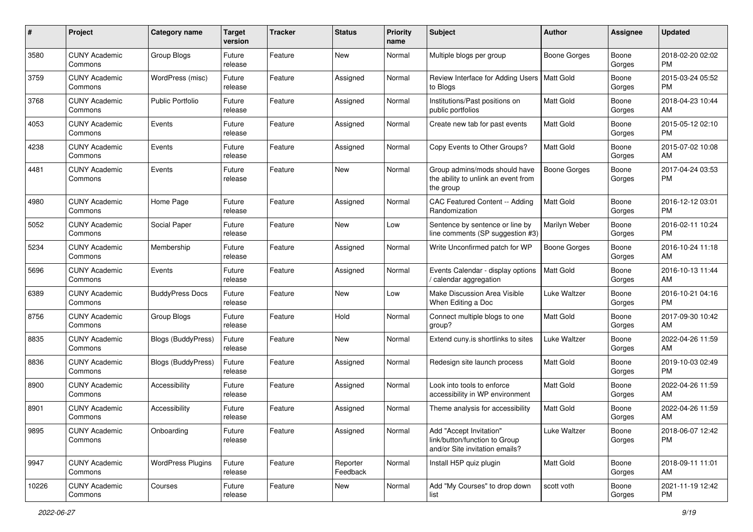| # | Project | Category name | Target version | Tracker | Status | Priority name | Subject | Author | Assignee | Updated |
|---|---|---|---|---|---|---|---|---|---|---|
| 3580 | CUNY Academic Commons | Group Blogs | Future release | Feature | New | Normal | Multiple blogs per group | Boone Gorges | Boone Gorges | 2018-02-20 02:02 PM |
| 3759 | CUNY Academic Commons | WordPress (misc) | Future release | Feature | Assigned | Normal | Review Interface for Adding Users to Blogs | Matt Gold | Boone Gorges | 2015-03-24 05:52 PM |
| 3768 | CUNY Academic Commons | Public Portfolio | Future release | Feature | Assigned | Normal | Institutions/Past positions on public portfolios | Matt Gold | Boone Gorges | 2018-04-23 10:44 AM |
| 4053 | CUNY Academic Commons | Events | Future release | Feature | Assigned | Normal | Create new tab for past events | Matt Gold | Boone Gorges | 2015-05-12 02:10 PM |
| 4238 | CUNY Academic Commons | Events | Future release | Feature | Assigned | Normal | Copy Events to Other Groups? | Matt Gold | Boone Gorges | 2015-07-02 10:08 AM |
| 4481 | CUNY Academic Commons | Events | Future release | Feature | New | Normal | Group admins/mods should have the ability to unlink an event from the group | Boone Gorges | Boone Gorges | 2017-04-24 03:53 PM |
| 4980 | CUNY Academic Commons | Home Page | Future release | Feature | Assigned | Normal | CAC Featured Content -- Adding Randomization | Matt Gold | Boone Gorges | 2016-12-12 03:01 PM |
| 5052 | CUNY Academic Commons | Social Paper | Future release | Feature | New | Low | Sentence by sentence or line by line comments (SP suggestion #3) | Marilyn Weber | Boone Gorges | 2016-02-11 10:24 PM |
| 5234 | CUNY Academic Commons | Membership | Future release | Feature | Assigned | Normal | Write Unconfirmed patch for WP | Boone Gorges | Boone Gorges | 2016-10-24 11:18 AM |
| 5696 | CUNY Academic Commons | Events | Future release | Feature | Assigned | Normal | Events Calendar - display options / calendar aggregation | Matt Gold | Boone Gorges | 2016-10-13 11:44 AM |
| 6389 | CUNY Academic Commons | BuddyPress Docs | Future release | Feature | New | Low | Make Discussion Area Visible When Editing a Doc | Luke Waltzer | Boone Gorges | 2016-10-21 04:16 PM |
| 8756 | CUNY Academic Commons | Group Blogs | Future release | Feature | Hold | Normal | Connect multiple blogs to one group? | Matt Gold | Boone Gorges | 2017-09-30 10:42 AM |
| 8835 | CUNY Academic Commons | Blogs (BuddyPress) | Future release | Feature | New | Normal | Extend cuny.is shortlinks to sites | Luke Waltzer | Boone Gorges | 2022-04-26 11:59 AM |
| 8836 | CUNY Academic Commons | Blogs (BuddyPress) | Future release | Feature | Assigned | Normal | Redesign site launch process | Matt Gold | Boone Gorges | 2019-10-03 02:49 PM |
| 8900 | CUNY Academic Commons | Accessibility | Future release | Feature | Assigned | Normal | Look into tools to enforce accessibility in WP environment | Matt Gold | Boone Gorges | 2022-04-26 11:59 AM |
| 8901 | CUNY Academic Commons | Accessibility | Future release | Feature | Assigned | Normal | Theme analysis for accessibility | Matt Gold | Boone Gorges | 2022-04-26 11:59 AM |
| 9895 | CUNY Academic Commons | Onboarding | Future release | Feature | Assigned | Normal | Add "Accept Invitation" link/button/function to Group and/or Site invitation emails? | Luke Waltzer | Boone Gorges | 2018-06-07 12:42 PM |
| 9947 | CUNY Academic Commons | WordPress Plugins | Future release | Feature | Reporter Feedback | Normal | Install H5P quiz plugin | Matt Gold | Boone Gorges | 2018-09-11 11:01 AM |
| 10226 | CUNY Academic Commons | Courses | Future release | Feature | New | Normal | Add "My Courses" to drop down list | scott voth | Boone Gorges | 2021-11-19 12:42 PM |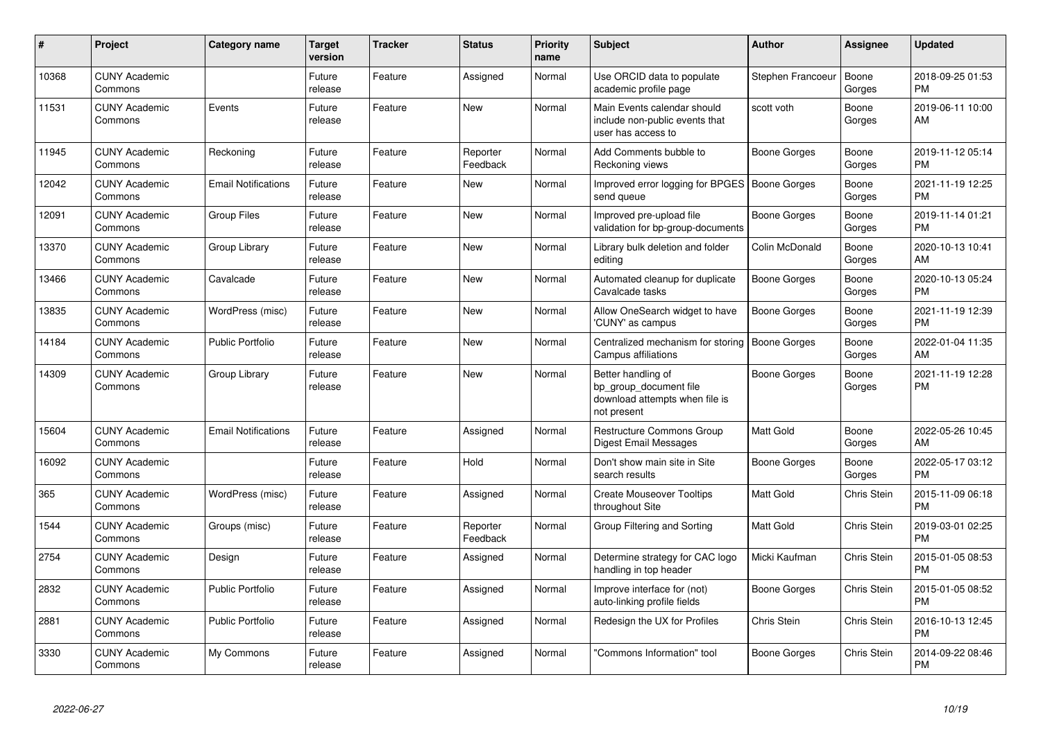| # | Project | Category name | Target version | Tracker | Status | Priority name | Subject | Author | Assignee | Updated |
|---|---|---|---|---|---|---|---|---|---|---|
| 10368 | CUNY Academic Commons | | Future release | Feature | Assigned | Normal | Use ORCID data to populate academic profile page | Stephen Francoeur | Boone Gorges | 2018-09-25 01:53 PM |
| 11531 | CUNY Academic Commons | Events | Future release | Feature | New | Normal | Main Events calendar should include non-public events that user has access to | scott voth | Boone Gorges | 2019-06-11 10:00 AM |
| 11945 | CUNY Academic Commons | Reckoning | Future release | Feature | Reporter Feedback | Normal | Add Comments bubble to Reckoning views | Boone Gorges | Boone Gorges | 2019-11-12 05:14 PM |
| 12042 | CUNY Academic Commons | Email Notifications | Future release | Feature | New | Normal | Improved error logging for BPGES send queue | Boone Gorges | Boone Gorges | 2021-11-19 12:25 PM |
| 12091 | CUNY Academic Commons | Group Files | Future release | Feature | New | Normal | Improved pre-upload file validation for bp-group-documents | Boone Gorges | Boone Gorges | 2019-11-14 01:21 PM |
| 13370 | CUNY Academic Commons | Group Library | Future release | Feature | New | Normal | Library bulk deletion and folder editing | Colin McDonald | Boone Gorges | 2020-10-13 10:41 AM |
| 13466 | CUNY Academic Commons | Cavalcade | Future release | Feature | New | Normal | Automated cleanup for duplicate Cavalcade tasks | Boone Gorges | Boone Gorges | 2020-10-13 05:24 PM |
| 13835 | CUNY Academic Commons | WordPress (misc) | Future release | Feature | New | Normal | Allow OneSearch widget to have 'CUNY' as campus | Boone Gorges | Boone Gorges | 2021-11-19 12:39 PM |
| 14184 | CUNY Academic Commons | Public Portfolio | Future release | Feature | New | Normal | Centralized mechanism for storing Campus affiliations | Boone Gorges | Boone Gorges | 2022-01-04 11:35 AM |
| 14309 | CUNY Academic Commons | Group Library | Future release | Feature | New | Normal | Better handling of bp_group_document file download attempts when file is not present | Boone Gorges | Boone Gorges | 2021-11-19 12:28 PM |
| 15604 | CUNY Academic Commons | Email Notifications | Future release | Feature | Assigned | Normal | Restructure Commons Group Digest Email Messages | Matt Gold | Boone Gorges | 2022-05-26 10:45 AM |
| 16092 | CUNY Academic Commons | | Future release | Feature | Hold | Normal | Don't show main site in Site search results | Boone Gorges | Boone Gorges | 2022-05-17 03:12 PM |
| 365 | CUNY Academic Commons | WordPress (misc) | Future release | Feature | Assigned | Normal | Create Mouseover Tooltips throughout Site | Matt Gold | Chris Stein | 2015-11-09 06:18 PM |
| 1544 | CUNY Academic Commons | Groups (misc) | Future release | Feature | Reporter Feedback | Normal | Group Filtering and Sorting | Matt Gold | Chris Stein | 2019-03-01 02:25 PM |
| 2754 | CUNY Academic Commons | Design | Future release | Feature | Assigned | Normal | Determine strategy for CAC logo handling in top header | Micki Kaufman | Chris Stein | 2015-01-05 08:53 PM |
| 2832 | CUNY Academic Commons | Public Portfolio | Future release | Feature | Assigned | Normal | Improve interface for (not) auto-linking profile fields | Boone Gorges | Chris Stein | 2015-01-05 08:52 PM |
| 2881 | CUNY Academic Commons | Public Portfolio | Future release | Feature | Assigned | Normal | Redesign the UX for Profiles | Chris Stein | Chris Stein | 2016-10-13 12:45 PM |
| 3330 | CUNY Academic Commons | My Commons | Future release | Feature | Assigned | Normal | "Commons Information" tool | Boone Gorges | Chris Stein | 2014-09-22 08:46 PM |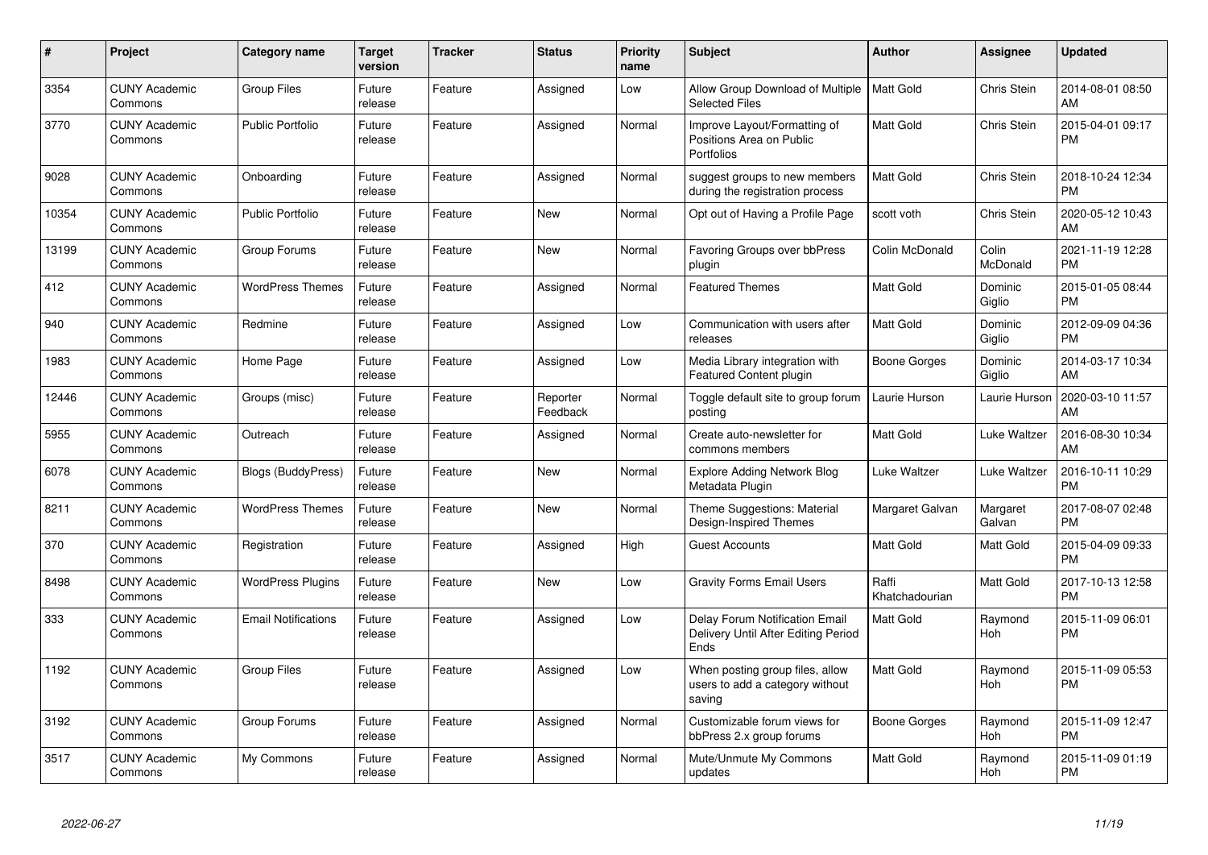| # | Project | Category name | Target version | Tracker | Status | Priority name | Subject | Author | Assignee | Updated |
|---|---|---|---|---|---|---|---|---|---|---|
| 3354 | CUNY Academic Commons | Group Files | Future release | Feature | Assigned | Low | Allow Group Download of Multiple Selected Files | Matt Gold | Chris Stein | 2014-08-01 08:50 AM |
| 3770 | CUNY Academic Commons | Public Portfolio | Future release | Feature | Assigned | Normal | Improve Layout/Formatting of Positions Area on Public Portfolios | Matt Gold | Chris Stein | 2015-04-01 09:17 PM |
| 9028 | CUNY Academic Commons | Onboarding | Future release | Feature | Assigned | Normal | suggest groups to new members during the registration process | Matt Gold | Chris Stein | 2018-10-24 12:34 PM |
| 10354 | CUNY Academic Commons | Public Portfolio | Future release | Feature | New | Normal | Opt out of Having a Profile Page | scott voth | Chris Stein | 2020-05-12 10:43 AM |
| 13199 | CUNY Academic Commons | Group Forums | Future release | Feature | New | Normal | Favoring Groups over bbPress plugin | Colin McDonald | Colin McDonald | 2021-11-19 12:28 PM |
| 412 | CUNY Academic Commons | WordPress Themes | Future release | Feature | Assigned | Normal | Featured Themes | Matt Gold | Dominic Giglio | 2015-01-05 08:44 PM |
| 940 | CUNY Academic Commons | Redmine | Future release | Feature | Assigned | Low | Communication with users after releases | Matt Gold | Dominic Giglio | 2012-09-09 04:36 PM |
| 1983 | CUNY Academic Commons | Home Page | Future release | Feature | Assigned | Low | Media Library integration with Featured Content plugin | Boone Gorges | Dominic Giglio | 2014-03-17 10:34 AM |
| 12446 | CUNY Academic Commons | Groups (misc) | Future release | Feature | Reporter Feedback | Normal | Toggle default site to group forum posting | Laurie Hurson | Laurie Hurson | 2020-03-10 11:57 AM |
| 5955 | CUNY Academic Commons | Outreach | Future release | Feature | Assigned | Normal | Create auto-newsletter for commons members | Matt Gold | Luke Waltzer | 2016-08-30 10:34 AM |
| 6078 | CUNY Academic Commons | Blogs (BuddyPress) | Future release | Feature | New | Normal | Explore Adding Network Blog Metadata Plugin | Luke Waltzer | Luke Waltzer | 2016-10-11 10:29 PM |
| 8211 | CUNY Academic Commons | WordPress Themes | Future release | Feature | New | Normal | Theme Suggestions: Material Design-Inspired Themes | Margaret Galvan | Margaret Galvan | 2017-08-07 02:48 PM |
| 370 | CUNY Academic Commons | Registration | Future release | Feature | Assigned | High | Guest Accounts | Matt Gold | Matt Gold | 2015-04-09 09:33 PM |
| 8498 | CUNY Academic Commons | WordPress Plugins | Future release | Feature | New | Low | Gravity Forms Email Users | Raffi Khatchadourian | Matt Gold | 2017-10-13 12:58 PM |
| 333 | CUNY Academic Commons | Email Notifications | Future release | Feature | Assigned | Low | Delay Forum Notification Email Delivery Until After Editing Period Ends | Matt Gold | Raymond Hoh | 2015-11-09 06:01 PM |
| 1192 | CUNY Academic Commons | Group Files | Future release | Feature | Assigned | Low | When posting group files, allow users to add a category without saving | Matt Gold | Raymond Hoh | 2015-11-09 05:53 PM |
| 3192 | CUNY Academic Commons | Group Forums | Future release | Feature | Assigned | Normal | Customizable forum views for bbPress 2.x group forums | Boone Gorges | Raymond Hoh | 2015-11-09 12:47 PM |
| 3517 | CUNY Academic Commons | My Commons | Future release | Feature | Assigned | Normal | Mute/Unmute My Commons updates | Matt Gold | Raymond Hoh | 2015-11-09 01:19 PM |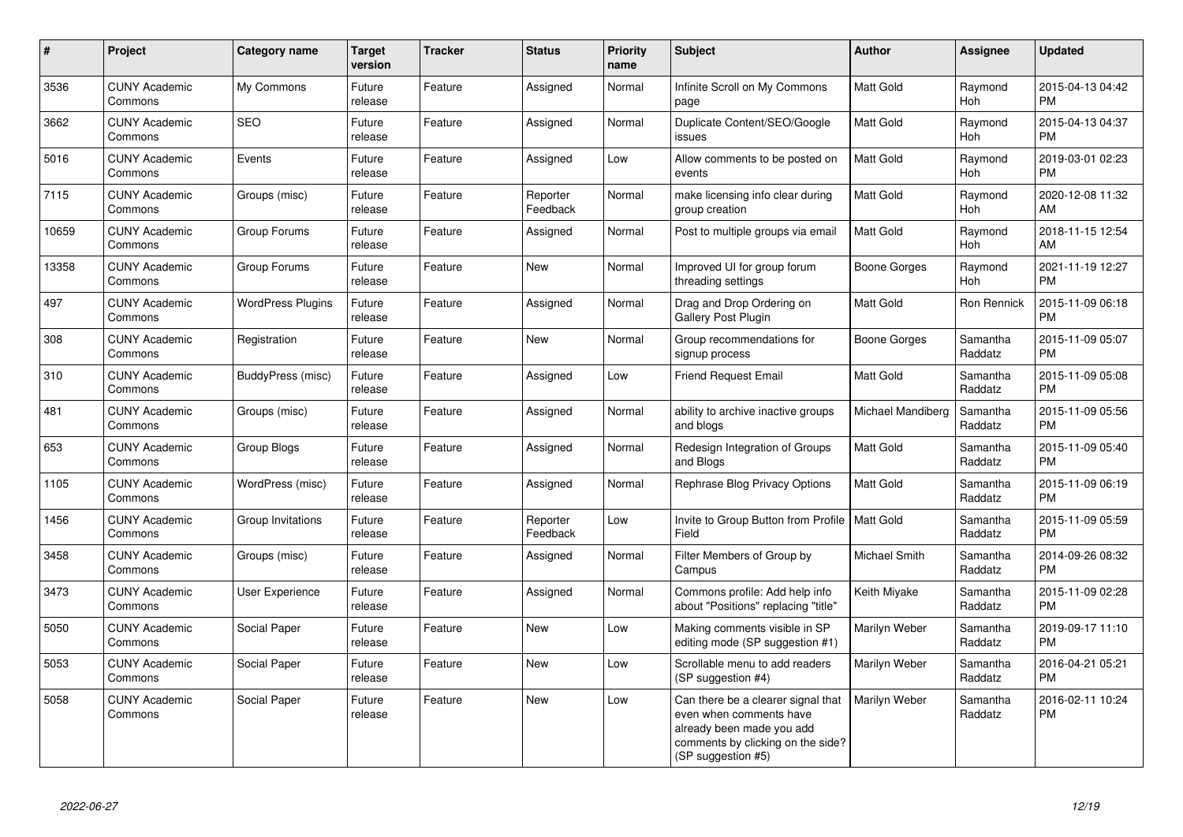| # | Project | Category name | Target version | Tracker | Status | Priority name | Subject | Author | Assignee | Updated |
|---|---|---|---|---|---|---|---|---|---|---|
| 3536 | CUNY Academic Commons | My Commons | Future release | Feature | Assigned | Normal | Infinite Scroll on My Commons page | Matt Gold | Raymond Hoh | 2015-04-13 04:42 PM |
| 3662 | CUNY Academic Commons | SEO | Future release | Feature | Assigned | Normal | Duplicate Content/SEO/Google issues | Matt Gold | Raymond Hoh | 2015-04-13 04:37 PM |
| 5016 | CUNY Academic Commons | Events | Future release | Feature | Assigned | Low | Allow comments to be posted on events | Matt Gold | Raymond Hoh | 2019-03-01 02:23 PM |
| 7115 | CUNY Academic Commons | Groups (misc) | Future release | Feature | Reporter Feedback | Normal | make licensing info clear during group creation | Matt Gold | Raymond Hoh | 2020-12-08 11:32 AM |
| 10659 | CUNY Academic Commons | Group Forums | Future release | Feature | Assigned | Normal | Post to multiple groups via email | Matt Gold | Raymond Hoh | 2018-11-15 12:54 AM |
| 13358 | CUNY Academic Commons | Group Forums | Future release | Feature | New | Normal | Improved UI for group forum threading settings | Boone Gorges | Raymond Hoh | 2021-11-19 12:27 PM |
| 497 | CUNY Academic Commons | WordPress Plugins | Future release | Feature | Assigned | Normal | Drag and Drop Ordering on Gallery Post Plugin | Matt Gold | Ron Rennick | 2015-11-09 06:18 PM |
| 308 | CUNY Academic Commons | Registration | Future release | Feature | New | Normal | Group recommendations for signup process | Boone Gorges | Samantha Raddatz | 2015-11-09 05:07 PM |
| 310 | CUNY Academic Commons | BuddyPress (misc) | Future release | Feature | Assigned | Low | Friend Request Email | Matt Gold | Samantha Raddatz | 2015-11-09 05:08 PM |
| 481 | CUNY Academic Commons | Groups (misc) | Future release | Feature | Assigned | Normal | ability to archive inactive groups and blogs | Michael Mandiberg | Samantha Raddatz | 2015-11-09 05:56 PM |
| 653 | CUNY Academic Commons | Group Blogs | Future release | Feature | Assigned | Normal | Redesign Integration of Groups and Blogs | Matt Gold | Samantha Raddatz | 2015-11-09 05:40 PM |
| 1105 | CUNY Academic Commons | WordPress (misc) | Future release | Feature | Assigned | Normal | Rephrase Blog Privacy Options | Matt Gold | Samantha Raddatz | 2015-11-09 06:19 PM |
| 1456 | CUNY Academic Commons | Group Invitations | Future release | Feature | Reporter Feedback | Low | Invite to Group Button from Profile Field | Matt Gold | Samantha Raddatz | 2015-11-09 05:59 PM |
| 3458 | CUNY Academic Commons | Groups (misc) | Future release | Feature | Assigned | Normal | Filter Members of Group by Campus | Michael Smith | Samantha Raddatz | 2014-09-26 08:32 PM |
| 3473 | CUNY Academic Commons | User Experience | Future release | Feature | Assigned | Normal | Commons profile: Add help info about "Positions" replacing "title" | Keith Miyake | Samantha Raddatz | 2015-11-09 02:28 PM |
| 5050 | CUNY Academic Commons | Social Paper | Future release | Feature | New | Low | Making comments visible in SP editing mode (SP suggestion #1) | Marilyn Weber | Samantha Raddatz | 2019-09-17 11:10 PM |
| 5053 | CUNY Academic Commons | Social Paper | Future release | Feature | New | Low | Scrollable menu to add readers (SP suggestion #4) | Marilyn Weber | Samantha Raddatz | 2016-04-21 05:21 PM |
| 5058 | CUNY Academic Commons | Social Paper | Future release | Feature | New | Low | Can there be a clearer signal that even when comments have already been made you add comments by clicking on the side? (SP suggestion #5) | Marilyn Weber | Samantha Raddatz | 2016-02-11 10:24 PM |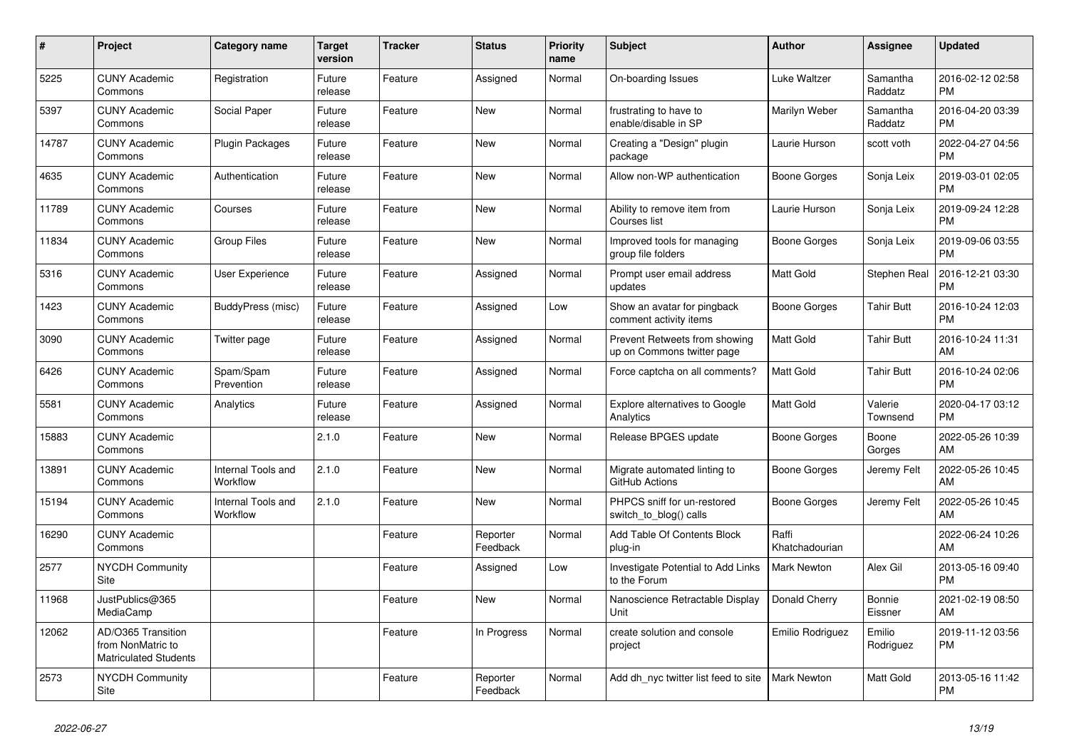| # | Project | Category name | Target version | Tracker | Status | Priority name | Subject | Author | Assignee | Updated |
|---|---|---|---|---|---|---|---|---|---|---|
| 5225 | CUNY Academic Commons | Registration | Future release | Feature | Assigned | Normal | On-boarding Issues | Luke Waltzer | Samantha Raddatz | 2016-02-12 02:58 PM |
| 5397 | CUNY Academic Commons | Social Paper | Future release | Feature | New | Normal | frustrating to have to enable/disable in SP | Marilyn Weber | Samantha Raddatz | 2016-04-20 03:39 PM |
| 14787 | CUNY Academic Commons | Plugin Packages | Future release | Feature | New | Normal | Creating a "Design" plugin package | Laurie Hurson | scott voth | 2022-04-27 04:56 PM |
| 4635 | CUNY Academic Commons | Authentication | Future release | Feature | New | Normal | Allow non-WP authentication | Boone Gorges | Sonja Leix | 2019-03-01 02:05 PM |
| 11789 | CUNY Academic Commons | Courses | Future release | Feature | New | Normal | Ability to remove item from Courses list | Laurie Hurson | Sonja Leix | 2019-09-24 12:28 PM |
| 11834 | CUNY Academic Commons | Group Files | Future release | Feature | New | Normal | Improved tools for managing group file folders | Boone Gorges | Sonja Leix | 2019-09-06 03:55 PM |
| 5316 | CUNY Academic Commons | User Experience | Future release | Feature | Assigned | Normal | Prompt user email address updates | Matt Gold | Stephen Real | 2016-12-21 03:30 PM |
| 1423 | CUNY Academic Commons | BuddyPress (misc) | Future release | Feature | Assigned | Low | Show an avatar for pingback comment activity items | Boone Gorges | Tahir Butt | 2016-10-24 12:03 PM |
| 3090 | CUNY Academic Commons | Twitter page | Future release | Feature | Assigned | Normal | Prevent Retweets from showing up on Commons twitter page | Matt Gold | Tahir Butt | 2016-10-24 11:31 AM |
| 6426 | CUNY Academic Commons | Spam/Spam Prevention | Future release | Feature | Assigned | Normal | Force captcha on all comments? | Matt Gold | Tahir Butt | 2016-10-24 02:06 PM |
| 5581 | CUNY Academic Commons | Analytics | Future release | Feature | Assigned | Normal | Explore alternatives to Google Analytics | Matt Gold | Valerie Townsend | 2020-04-17 03:12 PM |
| 15883 | CUNY Academic Commons | | 2.1.0 | Feature | New | Normal | Release BPGES update | Boone Gorges | Boone Gorges | 2022-05-26 10:39 AM |
| 13891 | CUNY Academic Commons | Internal Tools and Workflow | 2.1.0 | Feature | New | Normal | Migrate automated linting to GitHub Actions | Boone Gorges | Jeremy Felt | 2022-05-26 10:45 AM |
| 15194 | CUNY Academic Commons | Internal Tools and Workflow | 2.1.0 | Feature | New | Normal | PHPCS sniff for un-restored switch_to_blog() calls | Boone Gorges | Jeremy Felt | 2022-05-26 10:45 AM |
| 16290 | CUNY Academic Commons | | | Feature | Reporter Feedback | Normal | Add Table Of Contents Block plug-in | Raffi Khatchadourian | | 2022-06-24 10:26 AM |
| 2577 | NYCDH Community Site | | | Feature | Assigned | Low | Investigate Potential to Add Links to the Forum | Mark Newton | Alex Gil | 2013-05-16 09:40 PM |
| 11968 | JustPublics@365 MediaCamp | | | Feature | New | Normal | Nanoscience Retractable Display Unit | Donald Cherry | Bonnie Eissner | 2021-02-19 08:50 AM |
| 12062 | AD/O365 Transition from NonMatric to Matriculated Students | | | Feature | In Progress | Normal | create solution and console project | Emilio Rodriguez | Emilio Rodriguez | 2019-11-12 03:56 PM |
| 2573 | NYCDH Community Site | | | Feature | Reporter Feedback | Normal | Add dh_nyc twitter list feed to site | Mark Newton | Matt Gold | 2013-05-16 11:42 PM |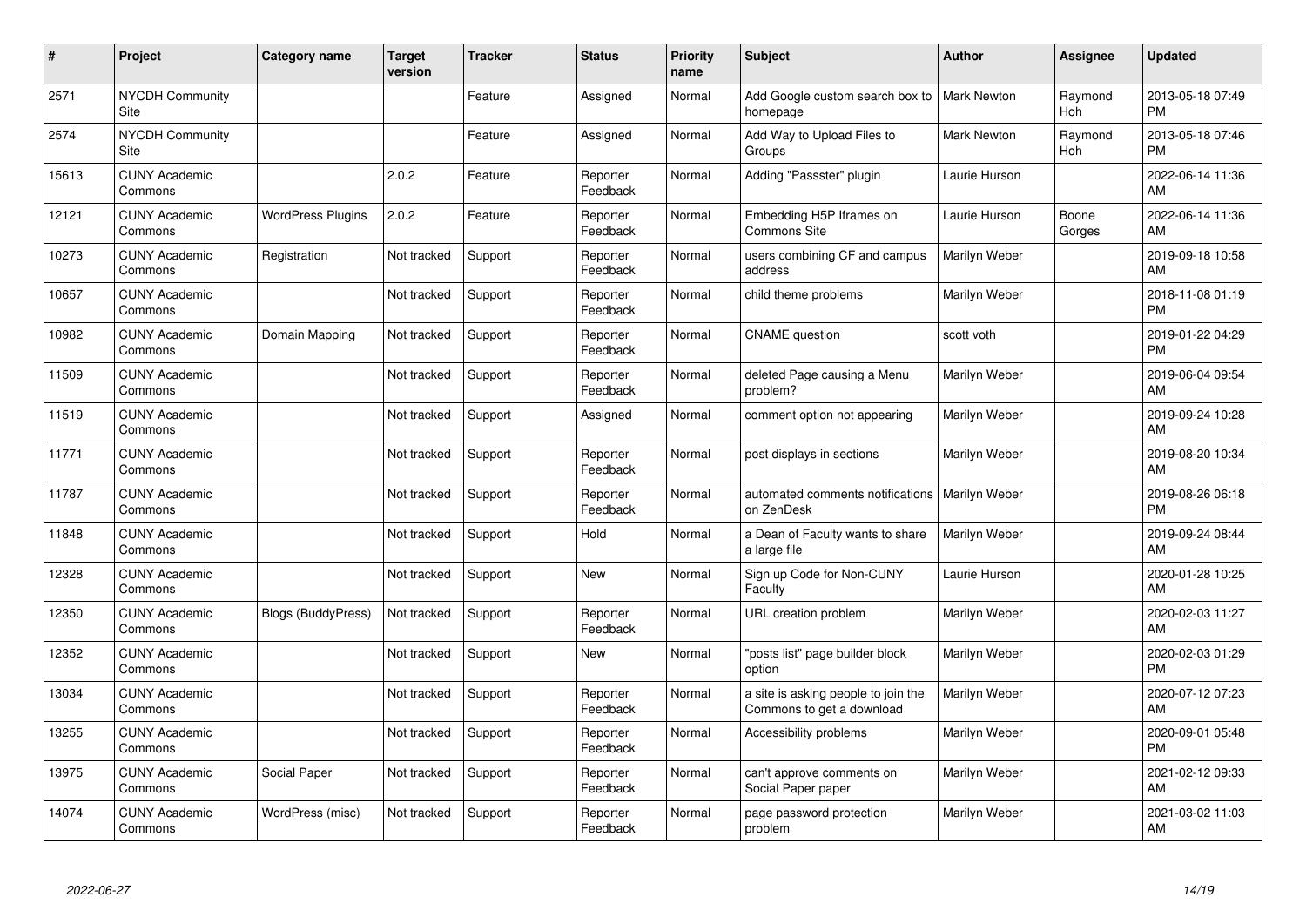| # | Project | Category name | Target version | Tracker | Status | Priority name | Subject | Author | Assignee | Updated |
|---|---|---|---|---|---|---|---|---|---|---|
| 2571 | NYCDH Community Site | | | Feature | Assigned | Normal | Add Google custom search box to homepage | Mark Newton | Raymond Hoh | 2013-05-18 07:49 PM |
| 2574 | NYCDH Community Site | | | Feature | Assigned | Normal | Add Way to Upload Files to Groups | Mark Newton | Raymond Hoh | 2013-05-18 07:46 PM |
| 15613 | CUNY Academic Commons | | 2.0.2 | Feature | Reporter Feedback | Normal | Adding "Passster" plugin | Laurie Hurson | | 2022-06-14 11:36 AM |
| 12121 | CUNY Academic Commons | WordPress Plugins | 2.0.2 | Feature | Reporter Feedback | Normal | Embedding H5P Iframes on Commons Site | Laurie Hurson | Boone Gorges | 2022-06-14 11:36 AM |
| 10273 | CUNY Academic Commons | Registration | Not tracked | Support | Reporter Feedback | Normal | users combining CF and campus address | Marilyn Weber | | 2019-09-18 10:58 AM |
| 10657 | CUNY Academic Commons | | Not tracked | Support | Reporter Feedback | Normal | child theme problems | Marilyn Weber | | 2018-11-08 01:19 PM |
| 10982 | CUNY Academic Commons | Domain Mapping | Not tracked | Support | Reporter Feedback | Normal | CNAME question | scott voth | | 2019-01-22 04:29 PM |
| 11509 | CUNY Academic Commons | | Not tracked | Support | Reporter Feedback | Normal | deleted Page causing a Menu problem? | Marilyn Weber | | 2019-06-04 09:54 AM |
| 11519 | CUNY Academic Commons | | Not tracked | Support | Assigned | Normal | comment option not appearing | Marilyn Weber | | 2019-09-24 10:28 AM |
| 11771 | CUNY Academic Commons | | Not tracked | Support | Reporter Feedback | Normal | post displays in sections | Marilyn Weber | | 2019-08-20 10:34 AM |
| 11787 | CUNY Academic Commons | | Not tracked | Support | Reporter Feedback | Normal | automated comments notifications on ZenDesk | Marilyn Weber | | 2019-08-26 06:18 PM |
| 11848 | CUNY Academic Commons | | Not tracked | Support | Hold | Normal | a Dean of Faculty wants to share a large file | Marilyn Weber | | 2019-09-24 08:44 AM |
| 12328 | CUNY Academic Commons | | Not tracked | Support | New | Normal | Sign up Code for Non-CUNY Faculty | Laurie Hurson | | 2020-01-28 10:25 AM |
| 12350 | CUNY Academic Commons | Blogs (BuddyPress) | Not tracked | Support | Reporter Feedback | Normal | URL creation problem | Marilyn Weber | | 2020-02-03 11:27 AM |
| 12352 | CUNY Academic Commons | | Not tracked | Support | New | Normal | "posts list" page builder block option | Marilyn Weber | | 2020-02-03 01:29 PM |
| 13034 | CUNY Academic Commons | | Not tracked | Support | Reporter Feedback | Normal | a site is asking people to join the Commons to get a download | Marilyn Weber | | 2020-07-12 07:23 AM |
| 13255 | CUNY Academic Commons | | Not tracked | Support | Reporter Feedback | Normal | Accessibility problems | Marilyn Weber | | 2020-09-01 05:48 PM |
| 13975 | CUNY Academic Commons | Social Paper | Not tracked | Support | Reporter Feedback | Normal | can't approve comments on Social Paper paper | Marilyn Weber | | 2021-02-12 09:33 AM |
| 14074 | CUNY Academic Commons | WordPress (misc) | Not tracked | Support | Reporter Feedback | Normal | page password protection problem | Marilyn Weber | | 2021-03-02 11:03 AM |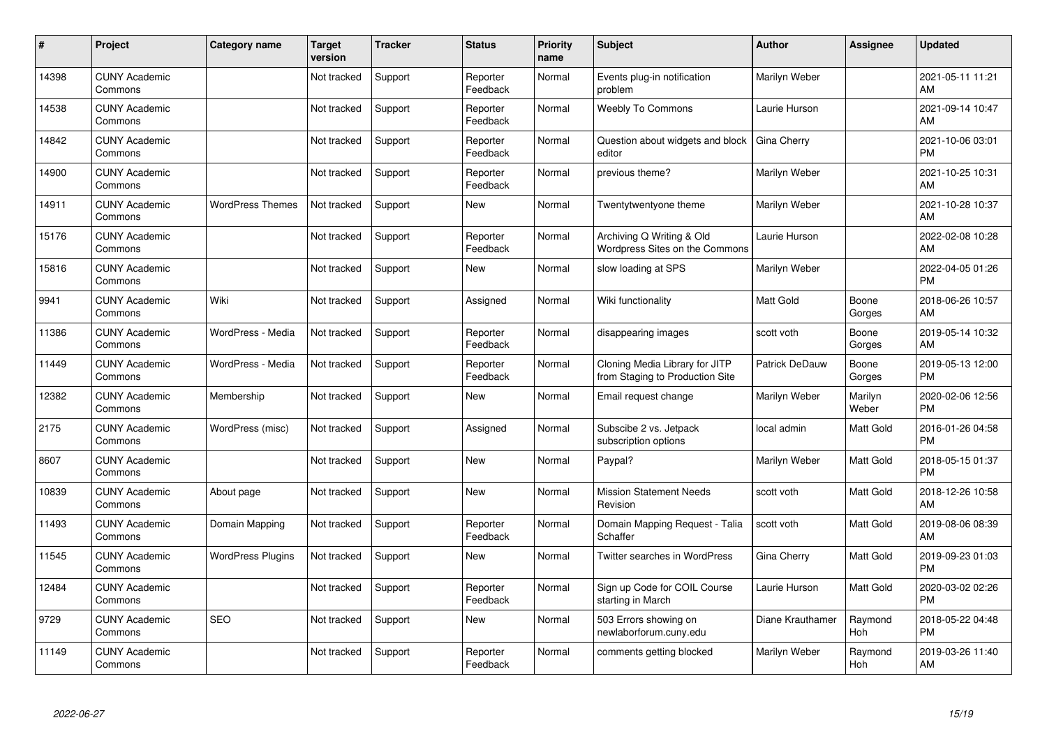| # | Project | Category name | Target version | Tracker | Status | Priority name | Subject | Author | Assignee | Updated |
|---|---|---|---|---|---|---|---|---|---|---|
| 14398 | CUNY Academic Commons | | Not tracked | Support | Reporter Feedback | Normal | Events plug-in notification problem | Marilyn Weber | | 2021-05-11 11:21 AM |
| 14538 | CUNY Academic Commons | | Not tracked | Support | Reporter Feedback | Normal | Weebly To Commons | Laurie Hurson | | 2021-09-14 10:47 AM |
| 14842 | CUNY Academic Commons | | Not tracked | Support | Reporter Feedback | Normal | Question about widgets and block editor | Gina Cherry | | 2021-10-06 03:01 PM |
| 14900 | CUNY Academic Commons | | Not tracked | Support | Reporter Feedback | Normal | previous theme? | Marilyn Weber | | 2021-10-25 10:31 AM |
| 14911 | CUNY Academic Commons | WordPress Themes | Not tracked | Support | New | Normal | Twentytwentyone theme | Marilyn Weber | | 2021-10-28 10:37 AM |
| 15176 | CUNY Academic Commons | | Not tracked | Support | Reporter Feedback | Normal | Archiving Q Writing & Old Wordpress Sites on the Commons | Laurie Hurson | | 2022-02-08 10:28 AM |
| 15816 | CUNY Academic Commons | | Not tracked | Support | New | Normal | slow loading at SPS | Marilyn Weber | | 2022-04-05 01:26 PM |
| 9941 | CUNY Academic Commons | Wiki | Not tracked | Support | Assigned | Normal | Wiki functionality | Matt Gold | Boone Gorges | 2018-06-26 10:57 AM |
| 11386 | CUNY Academic Commons | WordPress - Media | Not tracked | Support | Reporter Feedback | Normal | disappearing images | scott voth | Boone Gorges | 2019-05-14 10:32 AM |
| 11449 | CUNY Academic Commons | WordPress - Media | Not tracked | Support | Reporter Feedback | Normal | Cloning Media Library for JITP from Staging to Production Site | Patrick DeDauw | Boone Gorges | 2019-05-13 12:00 PM |
| 12382 | CUNY Academic Commons | Membership | Not tracked | Support | New | Normal | Email request change | Marilyn Weber | Marilyn Weber | 2020-02-06 12:56 PM |
| 2175 | CUNY Academic Commons | WordPress (misc) | Not tracked | Support | Assigned | Normal | Subscibe 2 vs. Jetpack subscription options | local admin | Matt Gold | 2016-01-26 04:58 PM |
| 8607 | CUNY Academic Commons | | Not tracked | Support | New | Normal | Paypal? | Marilyn Weber | Matt Gold | 2018-05-15 01:37 PM |
| 10839 | CUNY Academic Commons | About page | Not tracked | Support | New | Normal | Mission Statement Needs Revision | scott voth | Matt Gold | 2018-12-26 10:58 AM |
| 11493 | CUNY Academic Commons | Domain Mapping | Not tracked | Support | Reporter Feedback | Normal | Domain Mapping Request - Talia Schaffer | scott voth | Matt Gold | 2019-08-06 08:39 AM |
| 11545 | CUNY Academic Commons | WordPress Plugins | Not tracked | Support | New | Normal | Twitter searches in WordPress | Gina Cherry | Matt Gold | 2019-09-23 01:03 PM |
| 12484 | CUNY Academic Commons | | Not tracked | Support | Reporter Feedback | Normal | Sign up Code for COIL Course starting in March | Laurie Hurson | Matt Gold | 2020-03-02 02:26 PM |
| 9729 | CUNY Academic Commons | SEO | Not tracked | Support | New | Normal | 503 Errors showing on newlaborforum.cuny.edu | Diane Krauthamer | Raymond Hoh | 2018-05-22 04:48 PM |
| 11149 | CUNY Academic Commons | | Not tracked | Support | Reporter Feedback | Normal | comments getting blocked | Marilyn Weber | Raymond Hoh | 2019-03-26 11:40 AM |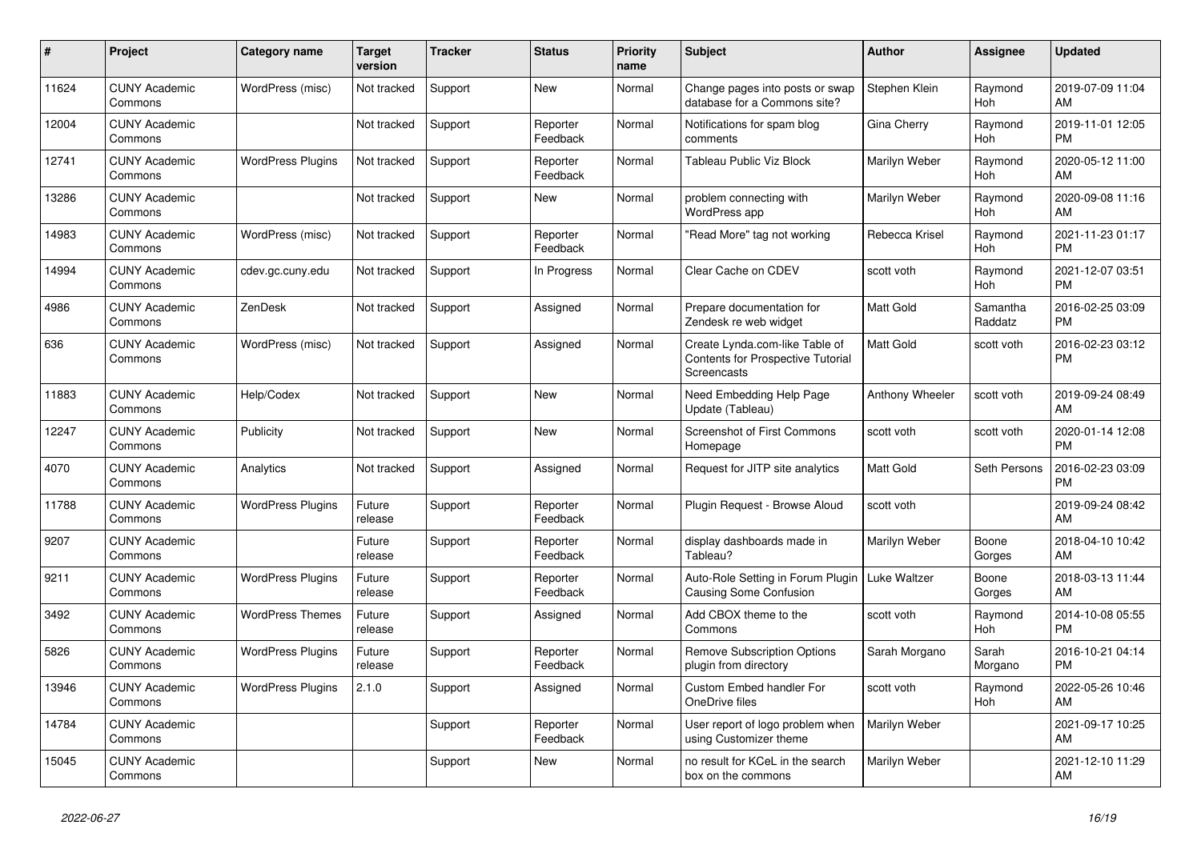| # | Project | Category name | Target version | Tracker | Status | Priority name | Subject | Author | Assignee | Updated |
|---|---|---|---|---|---|---|---|---|---|---|
| 11624 | CUNY Academic Commons | WordPress (misc) | Not tracked | Support | New | Normal | Change pages into posts or swap database for a Commons site? | Stephen Klein | Raymond Hoh | 2019-07-09 11:04 AM |
| 12004 | CUNY Academic Commons | | Not tracked | Support | Reporter Feedback | Normal | Notifications for spam blog comments | Gina Cherry | Raymond Hoh | 2019-11-01 12:05 PM |
| 12741 | CUNY Academic Commons | WordPress Plugins | Not tracked | Support | Reporter Feedback | Normal | Tableau Public Viz Block | Marilyn Weber | Raymond Hoh | 2020-05-12 11:00 AM |
| 13286 | CUNY Academic Commons | | Not tracked | Support | New | Normal | problem connecting with WordPress app | Marilyn Weber | Raymond Hoh | 2020-09-08 11:16 AM |
| 14983 | CUNY Academic Commons | WordPress (misc) | Not tracked | Support | Reporter Feedback | Normal | "Read More" tag not working | Rebecca Krisel | Raymond Hoh | 2021-11-23 01:17 PM |
| 14994 | CUNY Academic Commons | cdev.gc.cuny.edu | Not tracked | Support | In Progress | Normal | Clear Cache on CDEV | scott voth | Raymond Hoh | 2021-12-07 03:51 PM |
| 4986 | CUNY Academic Commons | ZenDesk | Not tracked | Support | Assigned | Normal | Prepare documentation for Zendesk re web widget | Matt Gold | Samantha Raddatz | 2016-02-25 03:09 PM |
| 636 | CUNY Academic Commons | WordPress (misc) | Not tracked | Support | Assigned | Normal | Create Lynda.com-like Table of Contents for Prospective Tutorial Screencasts | Matt Gold | scott voth | 2016-02-23 03:12 PM |
| 11883 | CUNY Academic Commons | Help/Codex | Not tracked | Support | New | Normal | Need Embedding Help Page Update (Tableau) | Anthony Wheeler | scott voth | 2019-09-24 08:49 AM |
| 12247 | CUNY Academic Commons | Publicity | Not tracked | Support | New | Normal | Screenshot of First Commons Homepage | scott voth | scott voth | 2020-01-14 12:08 PM |
| 4070 | CUNY Academic Commons | Analytics | Not tracked | Support | Assigned | Normal | Request for JITP site analytics | Matt Gold | Seth Persons | 2016-02-23 03:09 PM |
| 11788 | CUNY Academic Commons | WordPress Plugins | Future release | Support | Reporter Feedback | Normal | Plugin Request - Browse Aloud | scott voth | | 2019-09-24 08:42 AM |
| 9207 | CUNY Academic Commons | | Future release | Support | Reporter Feedback | Normal | display dashboards made in Tableau? | Marilyn Weber | Boone Gorges | 2018-04-10 10:42 AM |
| 9211 | CUNY Academic Commons | WordPress Plugins | Future release | Support | Reporter Feedback | Normal | Auto-Role Setting in Forum Plugin Causing Some Confusion | Luke Waltzer | Boone Gorges | 2018-03-13 11:44 AM |
| 3492 | CUNY Academic Commons | WordPress Themes | Future release | Support | Assigned | Normal | Add CBOX theme to the Commons | scott voth | Raymond Hoh | 2014-10-08 05:55 PM |
| 5826 | CUNY Academic Commons | WordPress Plugins | Future release | Support | Reporter Feedback | Normal | Remove Subscription Options plugin from directory | Sarah Morgano | Sarah Morgano | 2016-10-21 04:14 PM |
| 13946 | CUNY Academic Commons | WordPress Plugins | 2.1.0 | Support | Assigned | Normal | Custom Embed handler For OneDrive files | scott voth | Raymond Hoh | 2022-05-26 10:46 AM |
| 14784 | CUNY Academic Commons | | | Support | Reporter Feedback | Normal | User report of logo problem when using Customizer theme | Marilyn Weber | | 2021-09-17 10:25 AM |
| 15045 | CUNY Academic Commons | | | Support | New | Normal | no result for KCeL in the search box on the commons | Marilyn Weber | | 2021-12-10 11:29 AM |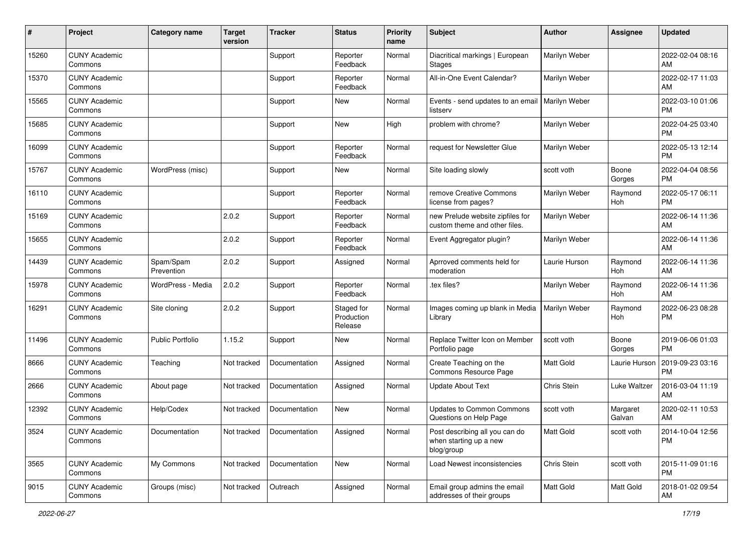| # | Project | Category name | Target version | Tracker | Status | Priority name | Subject | Author | Assignee | Updated |
|---|---|---|---|---|---|---|---|---|---|---|
| 15260 | CUNY Academic Commons | | | Support | Reporter Feedback | Normal | Diacritical markings \| European Stages | Marilyn Weber | | 2022-02-04 08:16 AM |
| 15370 | CUNY Academic Commons | | | Support | Reporter Feedback | Normal | All-in-One Event Calendar? | Marilyn Weber | | 2022-02-17 11:03 AM |
| 15565 | CUNY Academic Commons | | | Support | New | Normal | Events - send updates to an email listserv | Marilyn Weber | | 2022-03-10 01:06 PM |
| 15685 | CUNY Academic Commons | | | Support | New | High | problem with chrome? | Marilyn Weber | | 2022-04-25 03:40 PM |
| 16099 | CUNY Academic Commons | | | Support | Reporter Feedback | Normal | request for Newsletter Glue | Marilyn Weber | | 2022-05-13 12:14 PM |
| 15767 | CUNY Academic Commons | WordPress (misc) | | Support | New | Normal | Site loading slowly | scott voth | Boone Gorges | 2022-04-04 08:56 PM |
| 16110 | CUNY Academic Commons | | | Support | Reporter Feedback | Normal | remove Creative Commons license from pages? | Marilyn Weber | Raymond Hoh | 2022-05-17 06:11 PM |
| 15169 | CUNY Academic Commons | | 2.0.2 | Support | Reporter Feedback | Normal | new Prelude website zipfiles for custom theme and other files. | Marilyn Weber | | 2022-06-14 11:36 AM |
| 15655 | CUNY Academic Commons | | 2.0.2 | Support | Reporter Feedback | Normal | Event Aggregator plugin? | Marilyn Weber | | 2022-06-14 11:36 AM |
| 14439 | CUNY Academic Commons | Spam/Spam Prevention | 2.0.2 | Support | Assigned | Normal | Aprroved comments held for moderation | Laurie Hurson | Raymond Hoh | 2022-06-14 11:36 AM |
| 15978 | CUNY Academic Commons | WordPress - Media | 2.0.2 | Support | Reporter Feedback | Normal | .tex files? | Marilyn Weber | Raymond Hoh | 2022-06-14 11:36 AM |
| 16291 | CUNY Academic Commons | Site cloning | 2.0.2 | Support | Staged for Production Release | Normal | Images coming up blank in Media Library | Marilyn Weber | Raymond Hoh | 2022-06-23 08:28 PM |
| 11496 | CUNY Academic Commons | Public Portfolio | 1.15.2 | Support | New | Normal | Replace Twitter Icon on Member Portfolio page | scott voth | Boone Gorges | 2019-06-06 01:03 PM |
| 8666 | CUNY Academic Commons | Teaching | Not tracked | Documentation | Assigned | Normal | Create Teaching on the Commons Resource Page | Matt Gold | Laurie Hurson | 2019-09-23 03:16 PM |
| 2666 | CUNY Academic Commons | About page | Not tracked | Documentation | Assigned | Normal | Update About Text | Chris Stein | Luke Waltzer | 2016-03-04 11:19 AM |
| 12392 | CUNY Academic Commons | Help/Codex | Not tracked | Documentation | New | Normal | Updates to Common Commons Questions on Help Page | scott voth | Margaret Galvan | 2020-02-11 10:53 AM |
| 3524 | CUNY Academic Commons | Documentation | Not tracked | Documentation | Assigned | Normal | Post describing all you can do when starting up a new blog/group | Matt Gold | scott voth | 2014-10-04 12:56 PM |
| 3565 | CUNY Academic Commons | My Commons | Not tracked | Documentation | New | Normal | Load Newest inconsistencies | Chris Stein | scott voth | 2015-11-09 01:16 PM |
| 9015 | CUNY Academic Commons | Groups (misc) | Not tracked | Outreach | Assigned | Normal | Email group admins the email addresses of their groups | Matt Gold | Matt Gold | 2018-01-02 09:54 AM |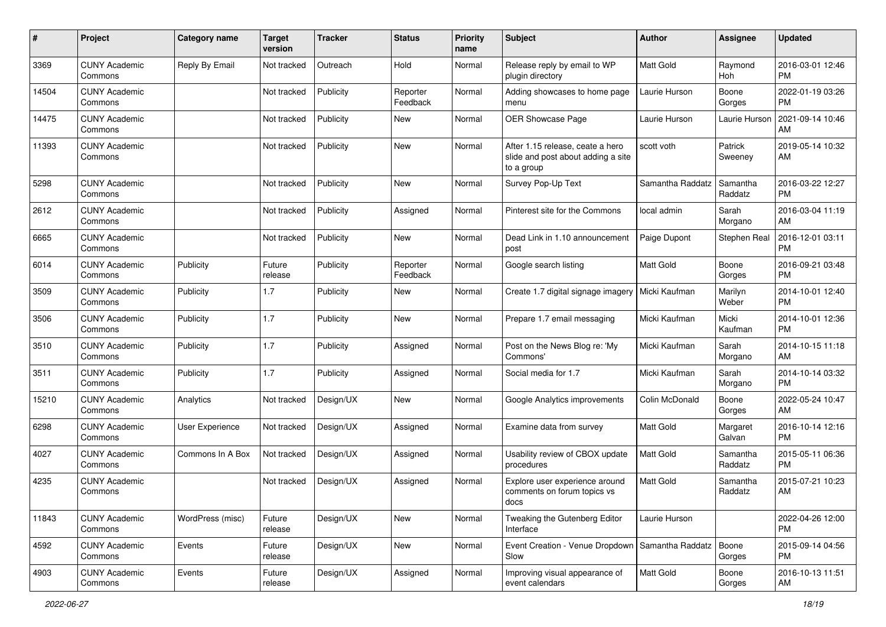| # | Project | Category name | Target version | Tracker | Status | Priority name | Subject | Author | Assignee | Updated |
|---|---|---|---|---|---|---|---|---|---|---|
| 3369 | CUNY Academic Commons | Reply By Email | Not tracked | Outreach | Hold | Normal | Release reply by email to WP plugin directory | Matt Gold | Raymond Hoh | 2016-03-01 12:46 PM |
| 14504 | CUNY Academic Commons | | Not tracked | Publicity | Reporter Feedback | Normal | Adding showcases to home page menu | Laurie Hurson | Boone Gorges | 2022-01-19 03:26 PM |
| 14475 | CUNY Academic Commons | | Not tracked | Publicity | New | Normal | OER Showcase Page | Laurie Hurson | Laurie Hurson | 2021-09-14 10:46 AM |
| 11393 | CUNY Academic Commons | | Not tracked | Publicity | New | Normal | After 1.15 release, ceate a hero slide and post about adding a site to a group | scott voth | Patrick Sweeney | 2019-05-14 10:32 AM |
| 5298 | CUNY Academic Commons | | Not tracked | Publicity | New | Normal | Survey Pop-Up Text | Samantha Raddatz | Samantha Raddatz | 2016-03-22 12:27 PM |
| 2612 | CUNY Academic Commons | | Not tracked | Publicity | Assigned | Normal | Pinterest site for the Commons | local admin | Sarah Morgano | 2016-03-04 11:19 AM |
| 6665 | CUNY Academic Commons | | Not tracked | Publicity | New | Normal | Dead Link in 1.10 announcement post | Paige Dupont | Stephen Real | 2016-12-01 03:11 PM |
| 6014 | CUNY Academic Commons | Publicity | Future release | Publicity | Reporter Feedback | Normal | Google search listing | Matt Gold | Boone Gorges | 2016-09-21 03:48 PM |
| 3509 | CUNY Academic Commons | Publicity | 1.7 | Publicity | New | Normal | Create 1.7 digital signage imagery | Micki Kaufman | Marilyn Weber | 2014-10-01 12:40 PM |
| 3506 | CUNY Academic Commons | Publicity | 1.7 | Publicity | New | Normal | Prepare 1.7 email messaging | Micki Kaufman | Micki Kaufman | 2014-10-01 12:36 PM |
| 3510 | CUNY Academic Commons | Publicity | 1.7 | Publicity | Assigned | Normal | Post on the News Blog re: 'My Commons' | Micki Kaufman | Sarah Morgano | 2014-10-15 11:18 AM |
| 3511 | CUNY Academic Commons | Publicity | 1.7 | Publicity | Assigned | Normal | Social media for 1.7 | Micki Kaufman | Sarah Morgano | 2014-10-14 03:32 PM |
| 15210 | CUNY Academic Commons | Analytics | Not tracked | Design/UX | New | Normal | Google Analytics improvements | Colin McDonald | Boone Gorges | 2022-05-24 10:47 AM |
| 6298 | CUNY Academic Commons | User Experience | Not tracked | Design/UX | Assigned | Normal | Examine data from survey | Matt Gold | Margaret Galvan | 2016-10-14 12:16 PM |
| 4027 | CUNY Academic Commons | Commons In A Box | Not tracked | Design/UX | Assigned | Normal | Usability review of CBOX update procedures | Matt Gold | Samantha Raddatz | 2015-05-11 06:36 PM |
| 4235 | CUNY Academic Commons | | Not tracked | Design/UX | Assigned | Normal | Explore user experience around comments on forum topics vs docs | Matt Gold | Samantha Raddatz | 2015-07-21 10:23 AM |
| 11843 | CUNY Academic Commons | WordPress (misc) | Future release | Design/UX | New | Normal | Tweaking the Gutenberg Editor Interface | Laurie Hurson | | 2022-04-26 12:00 PM |
| 4592 | CUNY Academic Commons | Events | Future release | Design/UX | New | Normal | Event Creation - Venue Dropdown Slow | Samantha Raddatz | Boone Gorges | 2015-09-14 04:56 PM |
| 4903 | CUNY Academic Commons | Events | Future release | Design/UX | Assigned | Normal | Improving visual appearance of event calendars | Matt Gold | Boone Gorges | 2016-10-13 11:51 AM |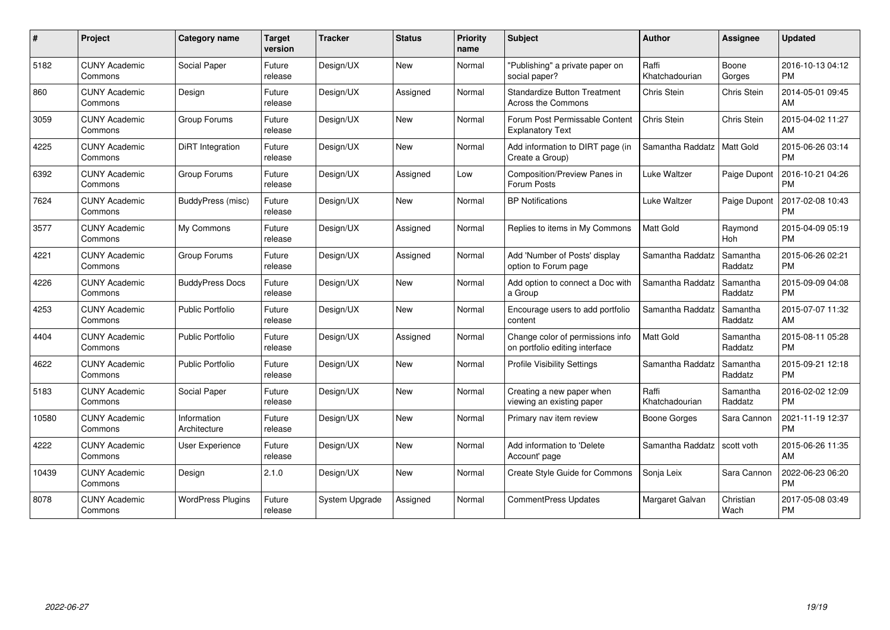| # | Project | Category name | Target version | Tracker | Status | Priority name | Subject | Author | Assignee | Updated |
|---|---|---|---|---|---|---|---|---|---|---|
| 5182 | CUNY Academic Commons | Social Paper | Future release | Design/UX | New | Normal | "Publishing" a private paper on social paper? | Raffi Khatchadourian | Boone Gorges | 2016-10-13 04:12 PM |
| 860 | CUNY Academic Commons | Design | Future release | Design/UX | Assigned | Normal | Standardize Button Treatment Across the Commons | Chris Stein | Chris Stein | 2014-05-01 09:45 AM |
| 3059 | CUNY Academic Commons | Group Forums | Future release | Design/UX | New | Normal | Forum Post Permissable Content Explanatory Text | Chris Stein | Chris Stein | 2015-04-02 11:27 AM |
| 4225 | CUNY Academic Commons | DiRT Integration | Future release | Design/UX | New | Normal | Add information to DIRT page (in Create a Group) | Samantha Raddatz | Matt Gold | 2015-06-26 03:14 PM |
| 6392 | CUNY Academic Commons | Group Forums | Future release | Design/UX | Assigned | Low | Composition/Preview Panes in Forum Posts | Luke Waltzer | Paige Dupont | 2016-10-21 04:26 PM |
| 7624 | CUNY Academic Commons | BuddyPress (misc) | Future release | Design/UX | New | Normal | BP Notifications | Luke Waltzer | Paige Dupont | 2017-02-08 10:43 PM |
| 3577 | CUNY Academic Commons | My Commons | Future release | Design/UX | Assigned | Normal | Replies to items in My Commons | Matt Gold | Raymond Hoh | 2015-04-09 05:19 PM |
| 4221 | CUNY Academic Commons | Group Forums | Future release | Design/UX | Assigned | Normal | Add 'Number of Posts' display option to Forum page | Samantha Raddatz | Samantha Raddatz | 2015-06-26 02:21 PM |
| 4226 | CUNY Academic Commons | BuddyPress Docs | Future release | Design/UX | New | Normal | Add option to connect a Doc with a Group | Samantha Raddatz | Samantha Raddatz | 2015-09-09 04:08 PM |
| 4253 | CUNY Academic Commons | Public Portfolio | Future release | Design/UX | New | Normal | Encourage users to add portfolio content | Samantha Raddatz | Samantha Raddatz | 2015-07-07 11:32 AM |
| 4404 | CUNY Academic Commons | Public Portfolio | Future release | Design/UX | Assigned | Normal | Change color of permissions info on portfolio editing interface | Matt Gold | Samantha Raddatz | 2015-08-11 05:28 PM |
| 4622 | CUNY Academic Commons | Public Portfolio | Future release | Design/UX | New | Normal | Profile Visibility Settings | Samantha Raddatz | Samantha Raddatz | 2015-09-21 12:18 PM |
| 5183 | CUNY Academic Commons | Social Paper | Future release | Design/UX | New | Normal | Creating a new paper when viewing an existing paper | Raffi Khatchadourian | Samantha Raddatz | 2016-02-02 12:09 PM |
| 10580 | CUNY Academic Commons | Information Architecture | Future release | Design/UX | New | Normal | Primary nav item review | Boone Gorges | Sara Cannon | 2021-11-19 12:37 PM |
| 4222 | CUNY Academic Commons | User Experience | Future release | Design/UX | New | Normal | Add information to 'Delete Account' page | Samantha Raddatz | scott voth | 2015-06-26 11:35 AM |
| 10439 | CUNY Academic Commons | Design | 2.1.0 | Design/UX | New | Normal | Create Style Guide for Commons | Sonja Leix | Sara Cannon | 2022-06-23 06:20 PM |
| 8078 | CUNY Academic Commons | WordPress Plugins | Future release | System Upgrade | Assigned | Normal | CommentPress Updates | Margaret Galvan | Christian Wach | 2017-05-08 03:49 PM |